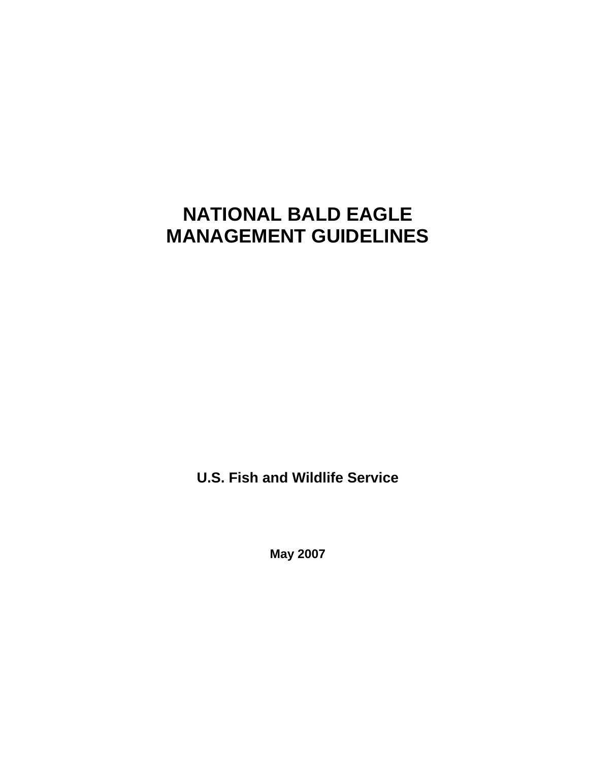# NATIONAL BALD EAGLE MANAGEMENT GUIDELINES

**U.S. Fish and Wildlife Service**

**May 2007**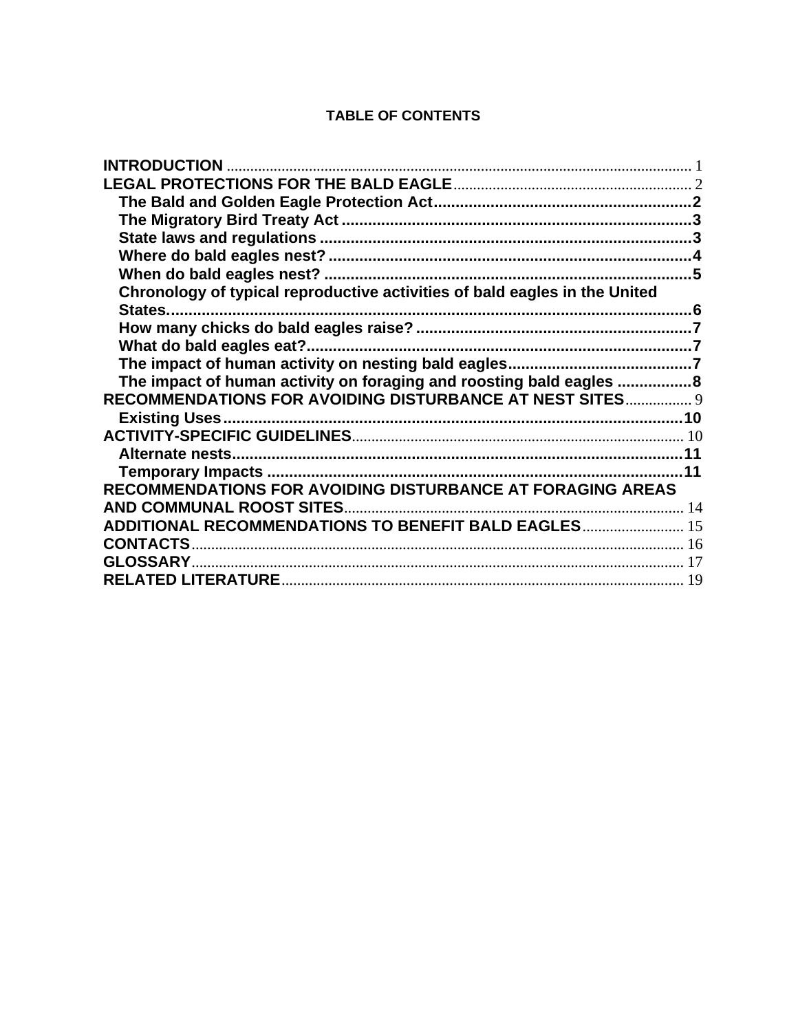**TABLE OF CONTENTS**

**INTRODUCTION** ........................................................................................................ 1
**LEGAL PROTECTIONS FOR THE BALD EAGLE** ............................................................ 2
  **The Bald and Golden Eagle Protection Act** ..........................................................2
  **The Migratory Bird Treaty Act** ................................................................................3
  **State laws and regulations** .....................................................................................3
  **Where do bald eagles nest?** ....................................................................................4
  **When do bald eagles nest?** .....................................................................................5
  **Chronology of typical reproductive activities of bald eagles in the United States** .........................................................................................................................6
  **How many chicks do bald eagles raise?** ..............................................................7
  **What do bald eagles eat?** .........................................................................................7
  **The impact of human activity on nesting bald eagles** ..........................................7
  **The impact of human activity on foraging and roosting bald eagles** .................8
**RECOMMENDATIONS FOR AVOIDING DISTURBANCE AT NEST SITES** ................. 9
  **Existing Uses** .........................................................................................................10
**ACTIVITY-SPECIFIC GUIDELINES** .................................................................................. 10
  **Alternate nests** ......................................................................................................11
  **Temporary Impacts** ...............................................................................................11
**RECOMMENDATIONS FOR AVOIDING DISTURBANCE AT FORAGING AREAS AND COMMUNAL ROOST SITES** ..................................................................................... 14
**ADDITIONAL RECOMMENDATIONS TO BENEFIT BALD EAGLES** .......................... 15
**CONTACTS** ........................................................................................................................ 16
**GLOSSARY** ........................................................................................................................ 17
**RELATED LITERATURE** ................................................................................................... 19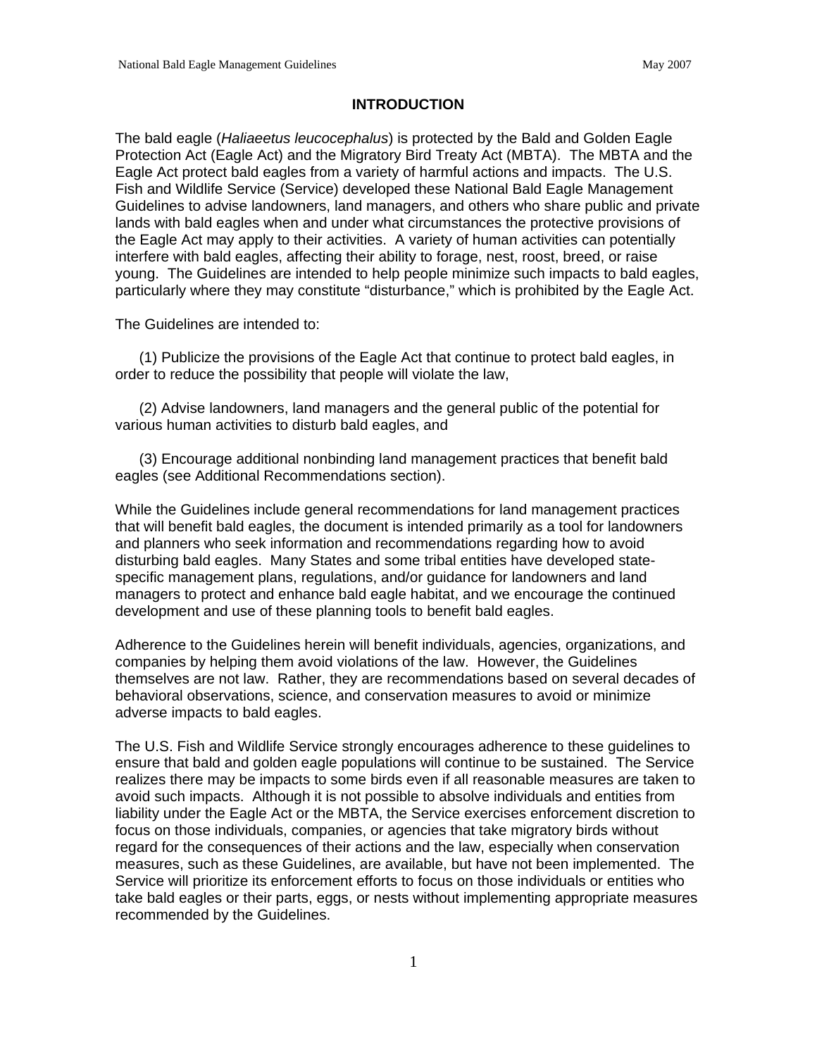## INTRODUCTION

The bald eagle (*Haliaeetus leucocephalus*) is protected by the Bald and Golden Eagle Protection Act (Eagle Act) and the Migratory Bird Treaty Act (MBTA). The MBTA and the Eagle Act protect bald eagles from a variety of harmful actions and impacts. The U.S. Fish and Wildlife Service (Service) developed these National Bald Eagle Management Guidelines to advise landowners, land managers, and others who share public and private lands with bald eagles when and under what circumstances the protective provisions of the Eagle Act may apply to their activities. A variety of human activities can potentially interfere with bald eagles, affecting their ability to forage, nest, roost, breed, or raise young. The Guidelines are intended to help people minimize such impacts to bald eagles, particularly where they may constitute "disturbance," which is prohibited by the Eagle Act.

The Guidelines are intended to:

(1) Publicize the provisions of the Eagle Act that continue to protect bald eagles, in order to reduce the possibility that people will violate the law,

(2) Advise landowners, land managers and the general public of the potential for various human activities to disturb bald eagles, and

(3) Encourage additional nonbinding land management practices that benefit bald eagles (see Additional Recommendations section).

While the Guidelines include general recommendations for land management practices that will benefit bald eagles, the document is intended primarily as a tool for landowners and planners who seek information and recommendations regarding how to avoid disturbing bald eagles. Many States and some tribal entities have developed state-specific management plans, regulations, and/or guidance for landowners and land managers to protect and enhance bald eagle habitat, and we encourage the continued development and use of these planning tools to benefit bald eagles.

Adherence to the Guidelines herein will benefit individuals, agencies, organizations, and companies by helping them avoid violations of the law. However, the Guidelines themselves are not law. Rather, they are recommendations based on several decades of behavioral observations, science, and conservation measures to avoid or minimize adverse impacts to bald eagles.

The U.S. Fish and Wildlife Service strongly encourages adherence to these guidelines to ensure that bald and golden eagle populations will continue to be sustained. The Service realizes there may be impacts to some birds even if all reasonable measures are taken to avoid such impacts. Although it is not possible to absolve individuals and entities from liability under the Eagle Act or the MBTA, the Service exercises enforcement discretion to focus on those individuals, companies, or agencies that take migratory birds without regard for the consequences of their actions and the law, especially when conservation measures, such as these Guidelines, are available, but have not been implemented. The Service will prioritize its enforcement efforts to focus on those individuals or entities who take bald eagles or their parts, eggs, or nests without implementing appropriate measures recommended by the Guidelines.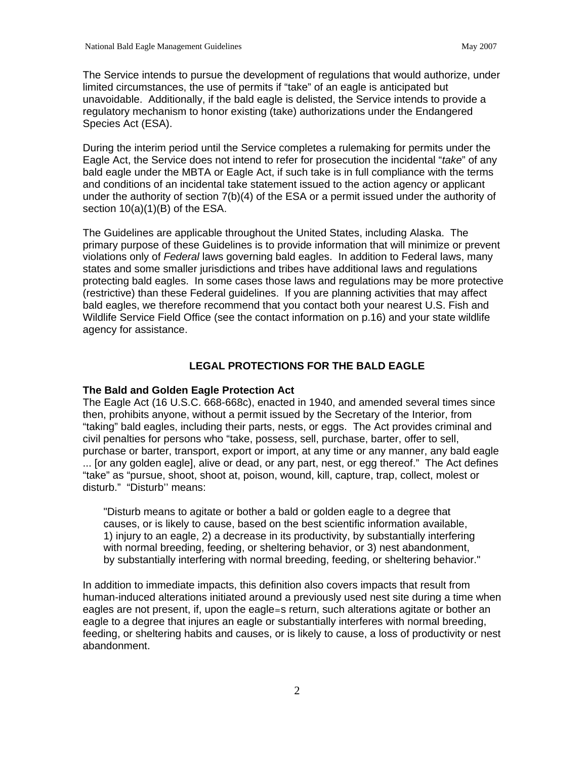The Service intends to pursue the development of regulations that would authorize, under limited circumstances, the use of permits if "take" of an eagle is anticipated but unavoidable. Additionally, if the bald eagle is delisted, the Service intends to provide a regulatory mechanism to honor existing (take) authorizations under the Endangered Species Act (ESA).

During the interim period until the Service completes a rulemaking for permits under the Eagle Act, the Service does not intend to refer for prosecution the incidental "*take*" of any bald eagle under the MBTA or Eagle Act, if such take is in full compliance with the terms and conditions of an incidental take statement issued to the action agency or applicant under the authority of section 7(b)(4) of the ESA or a permit issued under the authority of section 10(a)(1)(B) of the ESA.

The Guidelines are applicable throughout the United States, including Alaska. The primary purpose of these Guidelines is to provide information that will minimize or prevent violations only of *Federal* laws governing bald eagles. In addition to Federal laws, many states and some smaller jurisdictions and tribes have additional laws and regulations protecting bald eagles. In some cases those laws and regulations may be more protective (restrictive) than these Federal guidelines. If you are planning activities that may affect bald eagles, we therefore recommend that you contact both your nearest U.S. Fish and Wildlife Service Field Office (see the contact information on p.16) and your state wildlife agency for assistance.

## LEGAL PROTECTIONS FOR THE BALD EAGLE

### The Bald and Golden Eagle Protection Act

The Eagle Act (16 U.S.C. 668-668c), enacted in 1940, and amended several times since then, prohibits anyone, without a permit issued by the Secretary of the Interior, from "taking" bald eagles, including their parts, nests, or eggs. The Act provides criminal and civil penalties for persons who "take, possess, sell, purchase, barter, offer to sell, purchase or barter, transport, export or import, at any time or any manner, any bald eagle ... [or any golden eagle], alive or dead, or any part, nest, or egg thereof." The Act defines "take" as "pursue, shoot, shoot at, poison, wound, kill, capture, trap, collect, molest or disturb." "Disturb'' means:

> "Disturb means to agitate or bother a bald or golden eagle to a degree that causes, or is likely to cause, based on the best scientific information available, 1) injury to an eagle, 2) a decrease in its productivity, by substantially interfering with normal breeding, feeding, or sheltering behavior, or 3) nest abandonment, by substantially interfering with normal breeding, feeding, or sheltering behavior."

In addition to immediate impacts, this definition also covers impacts that result from human-induced alterations initiated around a previously used nest site during a time when eagles are not present, if, upon the eagle=s return, such alterations agitate or bother an eagle to a degree that injures an eagle or substantially interferes with normal breeding, feeding, or sheltering habits and causes, or is likely to cause, a loss of productivity or nest abandonment.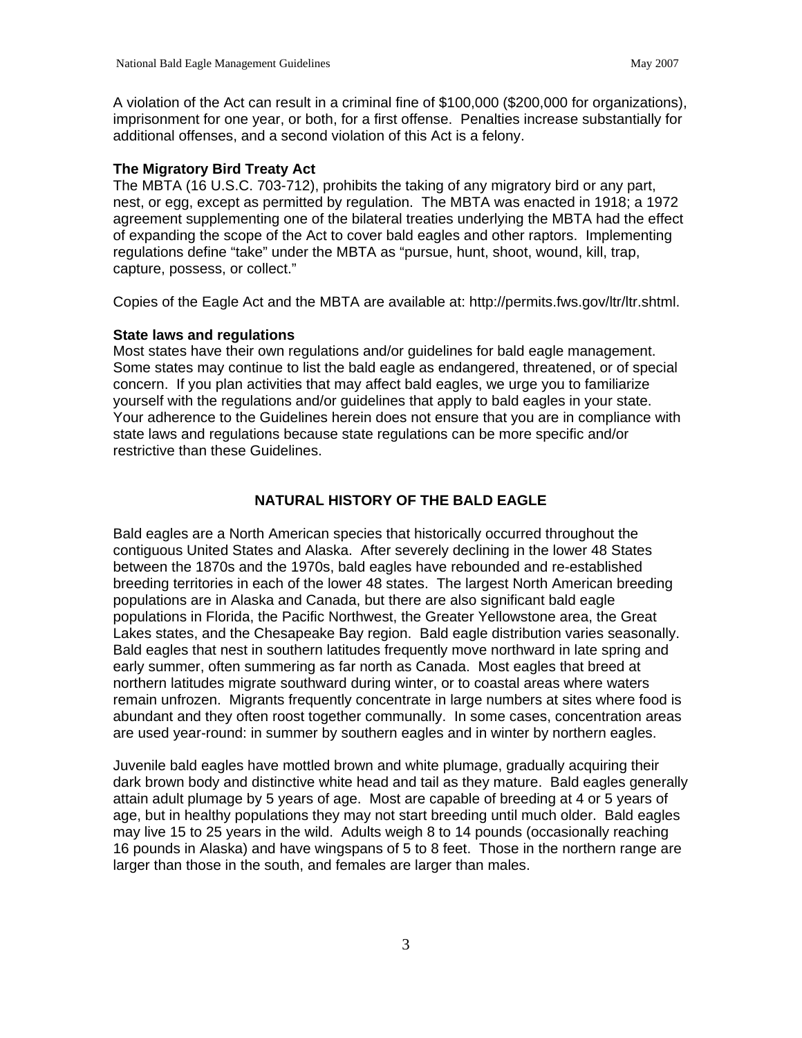A violation of the Act can result in a criminal fine of $100,000 ($200,000 for organizations), imprisonment for one year, or both, for a first offense. Penalties increase substantially for additional offenses, and a second violation of this Act is a felony.

**The Migratory Bird Treaty Act**

The MBTA (16 U.S.C. 703-712), prohibits the taking of any migratory bird or any part, nest, or egg, except as permitted by regulation. The MBTA was enacted in 1918; a 1972 agreement supplementing one of the bilateral treaties underlying the MBTA had the effect of expanding the scope of the Act to cover bald eagles and other raptors. Implementing regulations define "take" under the MBTA as "pursue, hunt, shoot, wound, kill, trap, capture, possess, or collect."

Copies of the Eagle Act and the MBTA are available at: http://permits.fws.gov/ltr/ltr.shtml.

**State laws and regulations**

Most states have their own regulations and/or guidelines for bald eagle management. Some states may continue to list the bald eagle as endangered, threatened, or of special concern. If you plan activities that may affect bald eagles, we urge you to familiarize yourself with the regulations and/or guidelines that apply to bald eagles in your state. Your adherence to the Guidelines herein does not ensure that you are in compliance with state laws and regulations because state regulations can be more specific and/or restrictive than these Guidelines.

## NATURAL HISTORY OF THE BALD EAGLE

Bald eagles are a North American species that historically occurred throughout the contiguous United States and Alaska. After severely declining in the lower 48 States between the 1870s and the 1970s, bald eagles have rebounded and re-established breeding territories in each of the lower 48 states. The largest North American breeding populations are in Alaska and Canada, but there are also significant bald eagle populations in Florida, the Pacific Northwest, the Greater Yellowstone area, the Great Lakes states, and the Chesapeake Bay region. Bald eagle distribution varies seasonally. Bald eagles that nest in southern latitudes frequently move northward in late spring and early summer, often summering as far north as Canada. Most eagles that breed at northern latitudes migrate southward during winter, or to coastal areas where waters remain unfrozen. Migrants frequently concentrate in large numbers at sites where food is abundant and they often roost together communally. In some cases, concentration areas are used year-round: in summer by southern eagles and in winter by northern eagles.

Juvenile bald eagles have mottled brown and white plumage, gradually acquiring their dark brown body and distinctive white head and tail as they mature. Bald eagles generally attain adult plumage by 5 years of age. Most are capable of breeding at 4 or 5 years of age, but in healthy populations they may not start breeding until much older. Bald eagles may live 15 to 25 years in the wild. Adults weigh 8 to 14 pounds (occasionally reaching 16 pounds in Alaska) and have wingspans of 5 to 8 feet. Those in the northern range are larger than those in the south, and females are larger than males.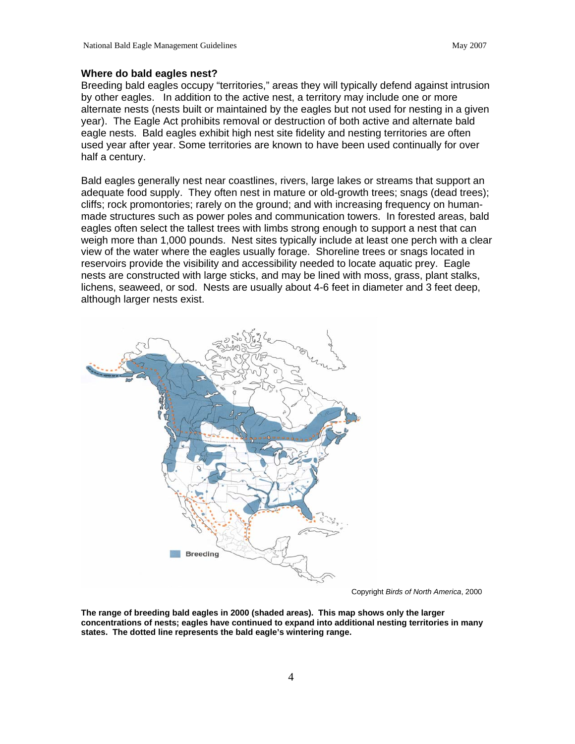### Where do bald eagles nest?

Breeding bald eagles occupy "territories," areas they will typically defend against intrusion by other eagles. In addition to the active nest, a territory may include one or more alternate nests (nests built or maintained by the eagles but not used for nesting in a given year). The Eagle Act prohibits removal or destruction of both active and alternate bald eagle nests. Bald eagles exhibit high nest site fidelity and nesting territories are often used year after year. Some territories are known to have been used continually for over half a century.

Bald eagles generally nest near coastlines, rivers, large lakes or streams that support an adequate food supply. They often nest in mature or old-growth trees; snags (dead trees); cliffs; rock promontories; rarely on the ground; and with increasing frequency on human-made structures such as power poles and communication towers. In forested areas, bald eagles often select the tallest trees with limbs strong enough to support a nest that can weigh more than 1,000 pounds. Nest sites typically include at least one perch with a clear view of the water where the eagles usually forage. Shoreline trees or snags located in reservoirs provide the visibility and accessibility needed to locate aquatic prey. Eagle nests are constructed with large sticks, and may be lined with moss, grass, plant stalks, lichens, seaweed, or sod. Nests are usually about 4-6 feet in diameter and 3 feet deep, although larger nests exist.

Breeding

Copyright *Birds of North America*, 2000

**The range of breeding bald eagles in 2000 (shaded areas). This map shows only the larger concentrations of nests; eagles have continued to expand into additional nesting territories in many states. The dotted line represents the bald eagle's wintering range.**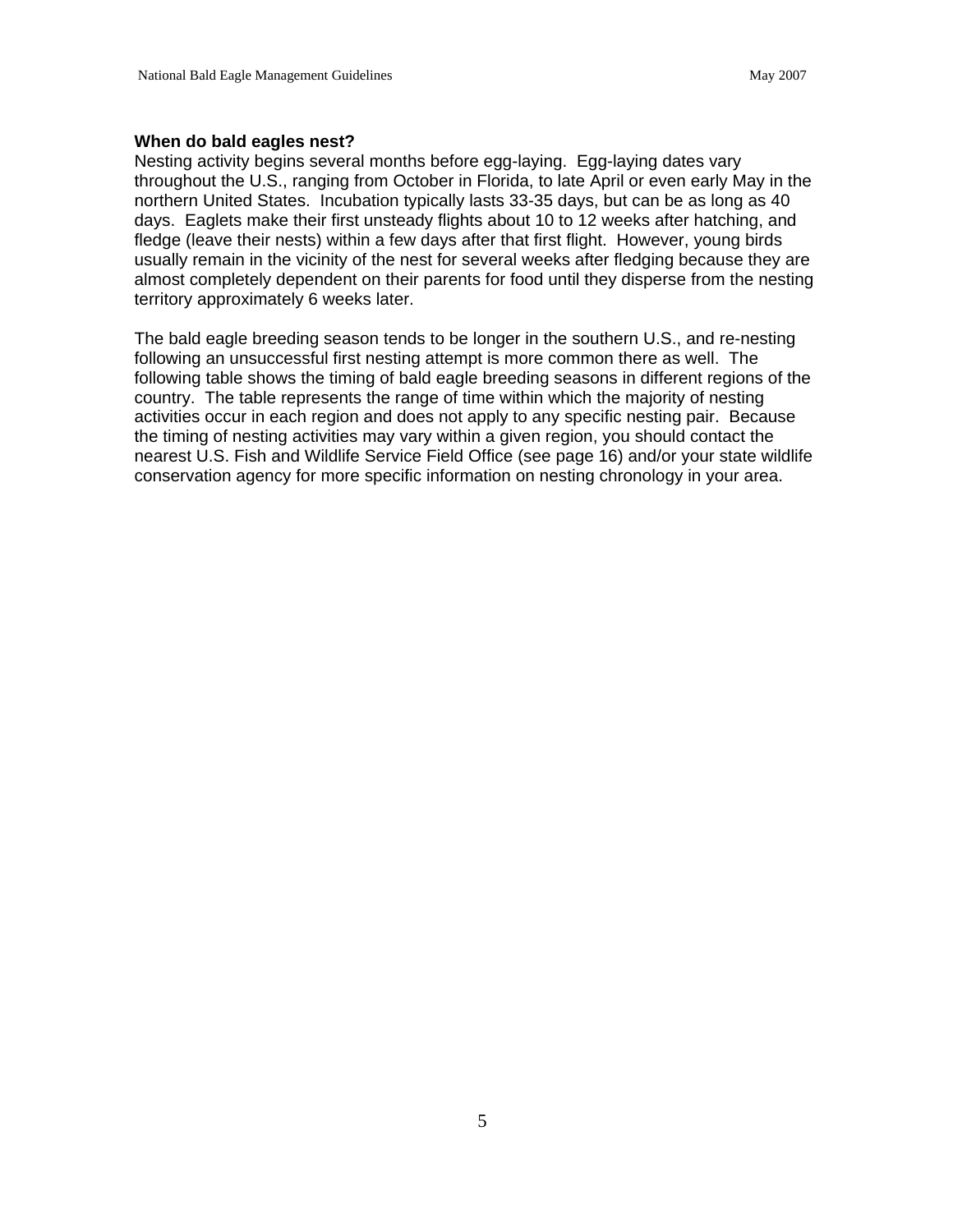**When do bald eagles nest?**

Nesting activity begins several months before egg-laying. Egg-laying dates vary throughout the U.S., ranging from October in Florida, to late April or even early May in the northern United States. Incubation typically lasts 33-35 days, but can be as long as 40 days. Eaglets make their first unsteady flights about 10 to 12 weeks after hatching, and fledge (leave their nests) within a few days after that first flight. However, young birds usually remain in the vicinity of the nest for several weeks after fledging because they are almost completely dependent on their parents for food until they disperse from the nesting territory approximately 6 weeks later.

The bald eagle breeding season tends to be longer in the southern U.S., and re-nesting following an unsuccessful first nesting attempt is more common there as well. The following table shows the timing of bald eagle breeding seasons in different regions of the country. The table represents the range of time within which the majority of nesting activities occur in each region and does not apply to any specific nesting pair. Because the timing of nesting activities may vary within a given region, you should contact the nearest U.S. Fish and Wildlife Service Field Office (see page 16) and/or your state wildlife conservation agency for more specific information on nesting chronology in your area.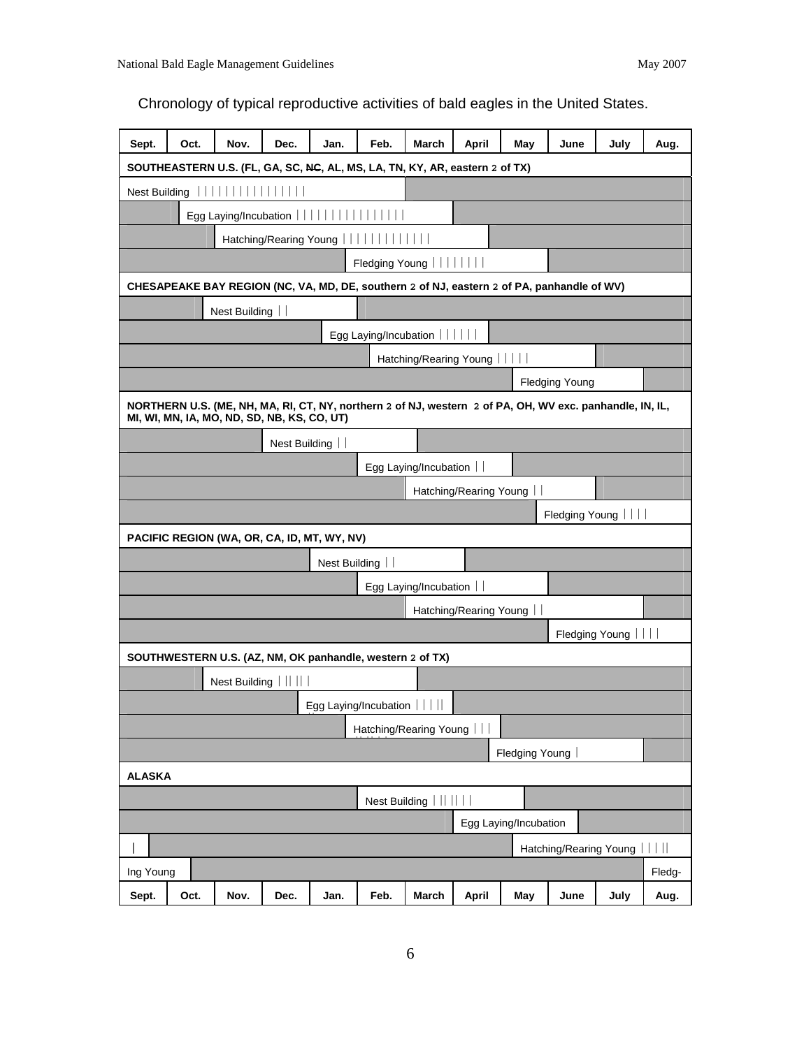Chronology of typical reproductive activities of bald eagles in the United States.

| Sept. | Oct. | Nov. | Dec. | Jan. | Feb. | March | April | May | June | July | Aug. |
|---|---|---|---|---|---|---|---|---|---|---|---|
| **SOUTHEASTERN U.S. (FL, GA, SC, ~~NC~~, AL, MS, LA, TN, KY, AR, eastern 2 of TX)** | | | | | | | | | | | |
| Nest Building | | | | | | | | | | | |
| | Egg Laying/Incubation | | | | | | | | | | |
| | | Hatching/Rearing Young | | | | | | | | | |
| | | | | Fledging Young | | | | | | | |
| **CHESAPEAKE BAY REGION (NC, VA, MD, DE, southern 2 of NJ, eastern 2 of PA, panhandle of WV)** | | | | | | | | | | | |
| | Nest Building | | | | | | | | | | |
| | | | | Egg Laying/Incubation | | | | | | | |
| | | | | | Hatching/Rearing Young | | | | | | |
| | | | | | | | | Fledging Young | | | |
| **NORTHERN U.S. (ME, NH, MA, RI, CT, NY, northern 2 of NJ, western 2 of PA, OH, WV exc. panhandle, IN, IL, MI, WI, MN, IA, MO, ND, SD, NB, KS, CO, UT)** | | | | | | | | | | | |
| | | | Nest Building | | | | | | | | |
| | | | | | Egg Laying/Incubation | | | | | | |
| | | | | | | Hatching/Rearing Young | | | | | |
| | | | | | | | | Fledging Young | | | |
| **PACIFIC REGION (WA, OR, CA, ID, MT, WY, NV)** | | | | | | | | | | | |
| | | | | Nest Building | | | | | | | |
| | | | | | Egg Laying/Incubation | | | | | | |
| | | | | | | Hatching/Rearing Young | | | | | |
| | | | | | | | | | Fledging Young | | |
| **SOUTHWESTERN U.S. (AZ, NM, OK panhandle, western 2 of TX)** | | | | | | | | | | | |
| | Nest Building | | | | | | | | | | |
| | | | Egg Laying/Incubation | | | | | | | | |
| | | | | Hatching/Rearing Young | | | | | | | |
| | | | | | | | Fledging Young | | | | |
| **ALASKA** | | | | | | | | | | | |
| | | | | | Nest Building | | | | | | |
| | | | | | | | Egg Laying/Incubation | | | | |
| | | | | | | | | Hatching/Rearing Young | | | |
| Ing Young | | | | | | | | | | | Fledg- |
| **Sept.** | **Oct.** | **Nov.** | **Dec.** | **Jan.** | **Feb.** | **March** | **April** | **May** | **June** | **July** | **Aug.** |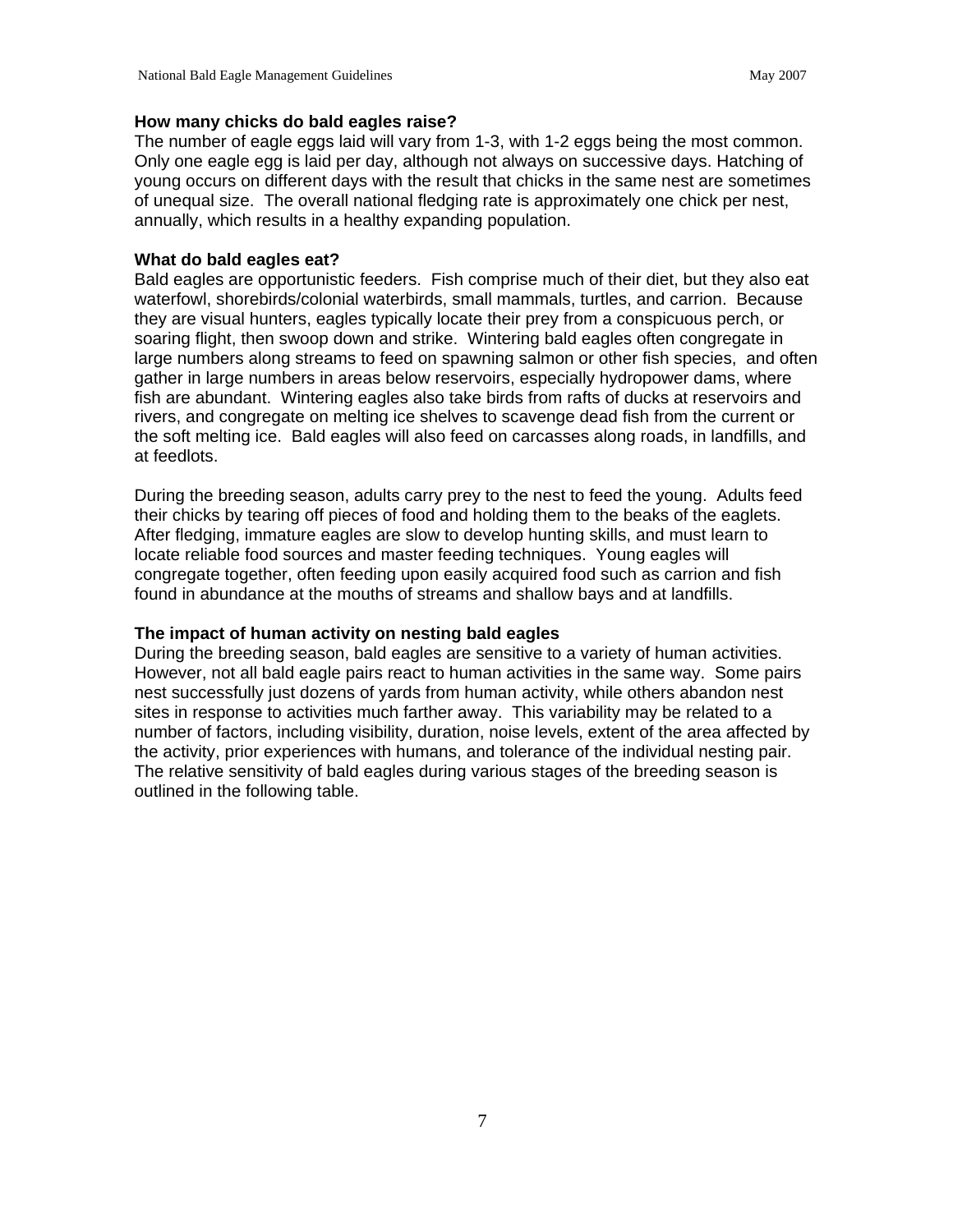### How many chicks do bald eagles raise?

The number of eagle eggs laid will vary from 1-3, with 1-2 eggs being the most common. Only one eagle egg is laid per day, although not always on successive days. Hatching of young occurs on different days with the result that chicks in the same nest are sometimes of unequal size. The overall national fledging rate is approximately one chick per nest, annually, which results in a healthy expanding population.

### What do bald eagles eat?

Bald eagles are opportunistic feeders. Fish comprise much of their diet, but they also eat waterfowl, shorebirds/colonial waterbirds, small mammals, turtles, and carrion. Because they are visual hunters, eagles typically locate their prey from a conspicuous perch, or soaring flight, then swoop down and strike. Wintering bald eagles often congregate in large numbers along streams to feed on spawning salmon or other fish species, and often gather in large numbers in areas below reservoirs, especially hydropower dams, where fish are abundant. Wintering eagles also take birds from rafts of ducks at reservoirs and rivers, and congregate on melting ice shelves to scavenge dead fish from the current or the soft melting ice. Bald eagles will also feed on carcasses along roads, in landfills, and at feedlots.

During the breeding season, adults carry prey to the nest to feed the young. Adults feed their chicks by tearing off pieces of food and holding them to the beaks of the eaglets. After fledging, immature eagles are slow to develop hunting skills, and must learn to locate reliable food sources and master feeding techniques. Young eagles will congregate together, often feeding upon easily acquired food such as carrion and fish found in abundance at the mouths of streams and shallow bays and at landfills.

### The impact of human activity on nesting bald eagles

During the breeding season, bald eagles are sensitive to a variety of human activities. However, not all bald eagle pairs react to human activities in the same way. Some pairs nest successfully just dozens of yards from human activity, while others abandon nest sites in response to activities much farther away. This variability may be related to a number of factors, including visibility, duration, noise levels, extent of the area affected by the activity, prior experiences with humans, and tolerance of the individual nesting pair. The relative sensitivity of bald eagles during various stages of the breeding season is outlined in the following table.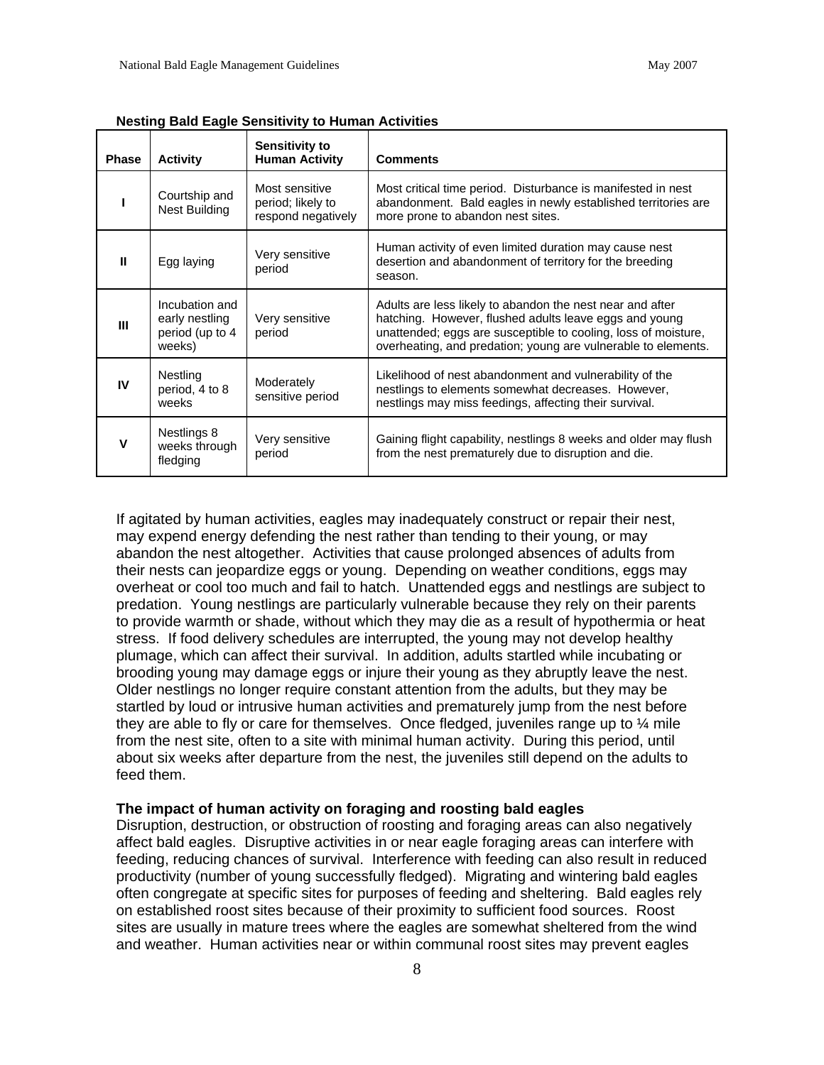**Nesting Bald Eagle Sensitivity to Human Activities**

| Phase | Activity | Sensitivity to Human Activity | Comments |
|---|---|---|---|
| I | Courtship and Nest Building | Most sensitive period; likely to respond negatively | Most critical time period. Disturbance is manifested in nest abandonment. Bald eagles in newly established territories are more prone to abandon nest sites. |
| II | Egg laying | Very sensitive period | Human activity of even limited duration may cause nest desertion and abandonment of territory for the breeding season. |
| III | Incubation and early nestling period (up to 4 weeks) | Very sensitive period | Adults are less likely to abandon the nest near and after hatching. However, flushed adults leave eggs and young unattended; eggs are susceptible to cooling, loss of moisture, overheating, and predation; young are vulnerable to elements. |
| IV | Nestling period, 4 to 8 weeks | Moderately sensitive period | Likelihood of nest abandonment and vulnerability of the nestlings to elements somewhat decreases. However, nestlings may miss feedings, affecting their survival. |
| V | Nestlings 8 weeks through fledging | Very sensitive period | Gaining flight capability, nestlings 8 weeks and older may flush from the nest prematurely due to disruption and die. |

If agitated by human activities, eagles may inadequately construct or repair their nest, may expend energy defending the nest rather than tending to their young, or may abandon the nest altogether. Activities that cause prolonged absences of adults from their nests can jeopardize eggs or young. Depending on weather conditions, eggs may overheat or cool too much and fail to hatch. Unattended eggs and nestlings are subject to predation. Young nestlings are particularly vulnerable because they rely on their parents to provide warmth or shade, without which they may die as a result of hypothermia or heat stress. If food delivery schedules are interrupted, the young may not develop healthy plumage, which can affect their survival. In addition, adults startled while incubating or brooding young may damage eggs or injure their young as they abruptly leave the nest. Older nestlings no longer require constant attention from the adults, but they may be startled by loud or intrusive human activities and prematurely jump from the nest before they are able to fly or care for themselves. Once fledged, juveniles range up to ¼ mile from the nest site, often to a site with minimal human activity. During this period, until about six weeks after departure from the nest, the juveniles still depend on the adults to feed them.

**The impact of human activity on foraging and roosting bald eagles**

Disruption, destruction, or obstruction of roosting and foraging areas can also negatively affect bald eagles. Disruptive activities in or near eagle foraging areas can interfere with feeding, reducing chances of survival. Interference with feeding can also result in reduced productivity (number of young successfully fledged). Migrating and wintering bald eagles often congregate at specific sites for purposes of feeding and sheltering. Bald eagles rely on established roost sites because of their proximity to sufficient food sources. Roost sites are usually in mature trees where the eagles are somewhat sheltered from the wind and weather. Human activities near or within communal roost sites may prevent eagles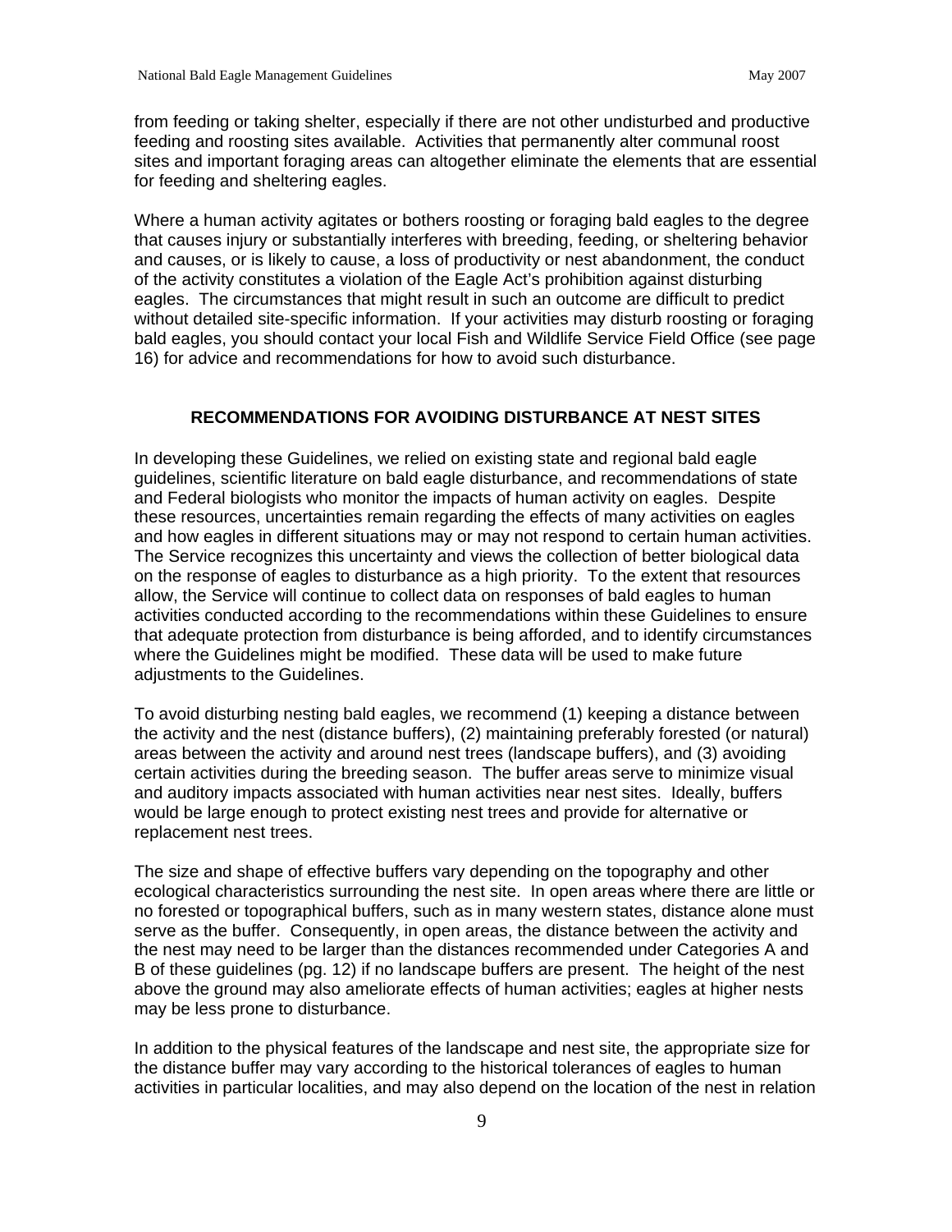from feeding or taking shelter, especially if there are not other undisturbed and productive feeding and roosting sites available. Activities that permanently alter communal roost sites and important foraging areas can altogether eliminate the elements that are essential for feeding and sheltering eagles.

Where a human activity agitates or bothers roosting or foraging bald eagles to the degree that causes injury or substantially interferes with breeding, feeding, or sheltering behavior and causes, or is likely to cause, a loss of productivity or nest abandonment, the conduct of the activity constitutes a violation of the Eagle Act's prohibition against disturbing eagles. The circumstances that might result in such an outcome are difficult to predict without detailed site-specific information. If your activities may disturb roosting or foraging bald eagles, you should contact your local Fish and Wildlife Service Field Office (see page 16) for advice and recommendations for how to avoid such disturbance.

## RECOMMENDATIONS FOR AVOIDING DISTURBANCE AT NEST SITES

In developing these Guidelines, we relied on existing state and regional bald eagle guidelines, scientific literature on bald eagle disturbance, and recommendations of state and Federal biologists who monitor the impacts of human activity on eagles. Despite these resources, uncertainties remain regarding the effects of many activities on eagles and how eagles in different situations may or may not respond to certain human activities. The Service recognizes this uncertainty and views the collection of better biological data on the response of eagles to disturbance as a high priority. To the extent that resources allow, the Service will continue to collect data on responses of bald eagles to human activities conducted according to the recommendations within these Guidelines to ensure that adequate protection from disturbance is being afforded, and to identify circumstances where the Guidelines might be modified. These data will be used to make future adjustments to the Guidelines.

To avoid disturbing nesting bald eagles, we recommend (1) keeping a distance between the activity and the nest (distance buffers), (2) maintaining preferably forested (or natural) areas between the activity and around nest trees (landscape buffers), and (3) avoiding certain activities during the breeding season. The buffer areas serve to minimize visual and auditory impacts associated with human activities near nest sites. Ideally, buffers would be large enough to protect existing nest trees and provide for alternative or replacement nest trees.

The size and shape of effective buffers vary depending on the topography and other ecological characteristics surrounding the nest site. In open areas where there are little or no forested or topographical buffers, such as in many western states, distance alone must serve as the buffer. Consequently, in open areas, the distance between the activity and the nest may need to be larger than the distances recommended under Categories A and B of these guidelines (pg. 12) if no landscape buffers are present. The height of the nest above the ground may also ameliorate effects of human activities; eagles at higher nests may be less prone to disturbance.

In addition to the physical features of the landscape and nest site, the appropriate size for the distance buffer may vary according to the historical tolerances of eagles to human activities in particular localities, and may also depend on the location of the nest in relation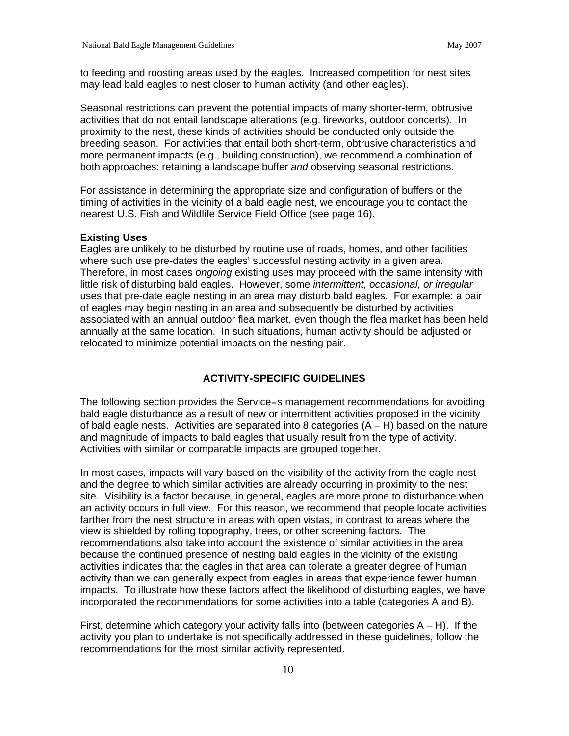to feeding and roosting areas used by the eagles. Increased competition for nest sites may lead bald eagles to nest closer to human activity (and other eagles).

Seasonal restrictions can prevent the potential impacts of many shorter-term, obtrusive activities that do not entail landscape alterations (e.g. fireworks, outdoor concerts). In proximity to the nest, these kinds of activities should be conducted only outside the breeding season. For activities that entail both short-term, obtrusive characteristics and more permanent impacts (e.g., building construction), we recommend a combination of both approaches: retaining a landscape buffer *and* observing seasonal restrictions.

For assistance in determining the appropriate size and configuration of buffers or the timing of activities in the vicinity of a bald eagle nest, we encourage you to contact the nearest U.S. Fish and Wildlife Service Field Office (see page 16).

**Existing Uses**

Eagles are unlikely to be disturbed by routine use of roads, homes, and other facilities where such use pre-dates the eagles' successful nesting activity in a given area. Therefore, in most cases *ongoing* existing uses may proceed with the same intensity with little risk of disturbing bald eagles. However, some *intermittent, occasional, or irregular* uses that pre-date eagle nesting in an area may disturb bald eagles. For example: a pair of eagles may begin nesting in an area and subsequently be disturbed by activities associated with an annual outdoor flea market, even though the flea market has been held annually at the same location. In such situations, human activity should be adjusted or relocated to minimize potential impacts on the nesting pair.

## ACTIVITY-SPECIFIC GUIDELINES

The following section provides the Service=s management recommendations for avoiding bald eagle disturbance as a result of new or intermittent activities proposed in the vicinity of bald eagle nests. Activities are separated into 8 categories (A – H) based on the nature and magnitude of impacts to bald eagles that usually result from the type of activity. Activities with similar or comparable impacts are grouped together.

In most cases, impacts will vary based on the visibility of the activity from the eagle nest and the degree to which similar activities are already occurring in proximity to the nest site. Visibility is a factor because, in general, eagles are more prone to disturbance when an activity occurs in full view. For this reason, we recommend that people locate activities farther from the nest structure in areas with open vistas, in contrast to areas where the view is shielded by rolling topography, trees, or other screening factors. The recommendations also take into account the existence of similar activities in the area because the continued presence of nesting bald eagles in the vicinity of the existing activities indicates that the eagles in that area can tolerate a greater degree of human activity than we can generally expect from eagles in areas that experience fewer human impacts. To illustrate how these factors affect the likelihood of disturbing eagles, we have incorporated the recommendations for some activities into a table (categories A and B).

First, determine which category your activity falls into (between categories A – H). If the activity you plan to undertake is not specifically addressed in these guidelines, follow the recommendations for the most similar activity represented.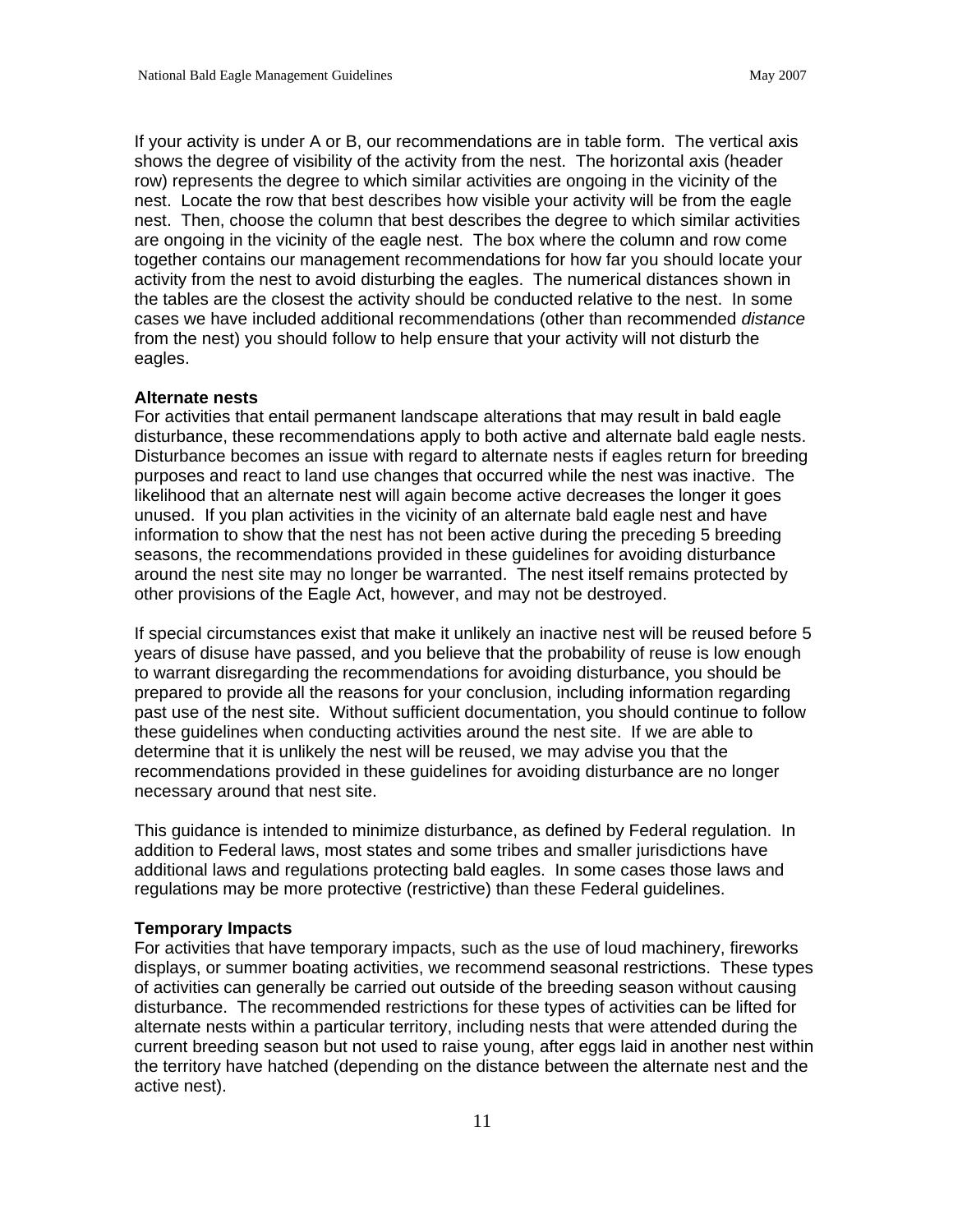If your activity is under A or B, our recommendations are in table form. The vertical axis shows the degree of visibility of the activity from the nest. The horizontal axis (header row) represents the degree to which similar activities are ongoing in the vicinity of the nest. Locate the row that best describes how visible your activity will be from the eagle nest. Then, choose the column that best describes the degree to which similar activities are ongoing in the vicinity of the eagle nest. The box where the column and row come together contains our management recommendations for how far you should locate your activity from the nest to avoid disturbing the eagles. The numerical distances shown in the tables are the closest the activity should be conducted relative to the nest. In some cases we have included additional recommendations (other than recommended *distance* from the nest) you should follow to help ensure that your activity will not disturb the eagles.

**Alternate nests**

For activities that entail permanent landscape alterations that may result in bald eagle disturbance, these recommendations apply to both active and alternate bald eagle nests. Disturbance becomes an issue with regard to alternate nests if eagles return for breeding purposes and react to land use changes that occurred while the nest was inactive. The likelihood that an alternate nest will again become active decreases the longer it goes unused. If you plan activities in the vicinity of an alternate bald eagle nest and have information to show that the nest has not been active during the preceding 5 breeding seasons, the recommendations provided in these guidelines for avoiding disturbance around the nest site may no longer be warranted. The nest itself remains protected by other provisions of the Eagle Act, however, and may not be destroyed.

If special circumstances exist that make it unlikely an inactive nest will be reused before 5 years of disuse have passed, and you believe that the probability of reuse is low enough to warrant disregarding the recommendations for avoiding disturbance, you should be prepared to provide all the reasons for your conclusion, including information regarding past use of the nest site. Without sufficient documentation, you should continue to follow these guidelines when conducting activities around the nest site. If we are able to determine that it is unlikely the nest will be reused, we may advise you that the recommendations provided in these guidelines for avoiding disturbance are no longer necessary around that nest site.

This guidance is intended to minimize disturbance, as defined by Federal regulation. In addition to Federal laws, most states and some tribes and smaller jurisdictions have additional laws and regulations protecting bald eagles. In some cases those laws and regulations may be more protective (restrictive) than these Federal guidelines.

**Temporary Impacts**

For activities that have temporary impacts, such as the use of loud machinery, fireworks displays, or summer boating activities, we recommend seasonal restrictions. These types of activities can generally be carried out outside of the breeding season without causing disturbance. The recommended restrictions for these types of activities can be lifted for alternate nests within a particular territory, including nests that were attended during the current breeding season but not used to raise young, after eggs laid in another nest within the territory have hatched (depending on the distance between the alternate nest and the active nest).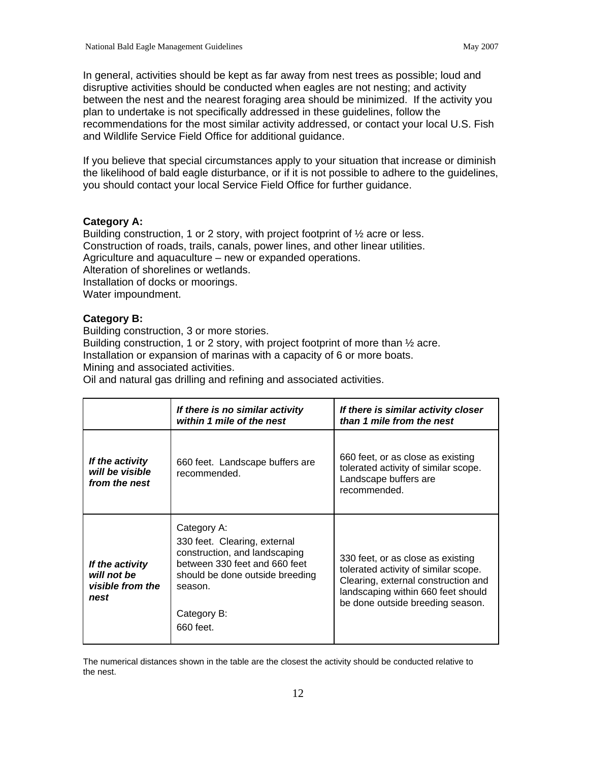In general, activities should be kept as far away from nest trees as possible; loud and disruptive activities should be conducted when eagles are not nesting; and activity between the nest and the nearest foraging area should be minimized. If the activity you plan to undertake is not specifically addressed in these guidelines, follow the recommendations for the most similar activity addressed, or contact your local U.S. Fish and Wildlife Service Field Office for additional guidance.

If you believe that special circumstances apply to your situation that increase or diminish the likelihood of bald eagle disturbance, or if it is not possible to adhere to the guidelines, you should contact your local Service Field Office for further guidance.

**Category A:**
Building construction, 1 or 2 story, with project footprint of ½ acre or less.
Construction of roads, trails, canals, power lines, and other linear utilities.
Agriculture and aquaculture – new or expanded operations.
Alteration of shorelines or wetlands.
Installation of docks or moorings.
Water impoundment.

**Category B:**
Building construction, 3 or more stories.
Building construction, 1 or 2 story, with project footprint of more than ½ acre.
Installation or expansion of marinas with a capacity of 6 or more boats.
Mining and associated activities.
Oil and natural gas drilling and refining and associated activities.

| | ***If there is no similar activity within 1 mile of the nest*** | ***If there is similar activity closer than 1 mile from the nest*** |
|---|---|---|
| ***If the activity will be visible from the nest*** | 660 feet. Landscape buffers are recommended. | 660 feet, or as close as existing tolerated activity of similar scope. Landscape buffers are recommended. |
| ***If the activity will not be visible from the nest*** | Category A: 330 feet. Clearing, external construction, and landscaping between 330 feet and 660 feet should be done outside breeding season. Category B: 660 feet. | 330 feet, or as close as existing tolerated activity of similar scope. Clearing, external construction and landscaping within 660 feet should be done outside breeding season. |

The numerical distances shown in the table are the closest the activity should be conducted relative to the nest.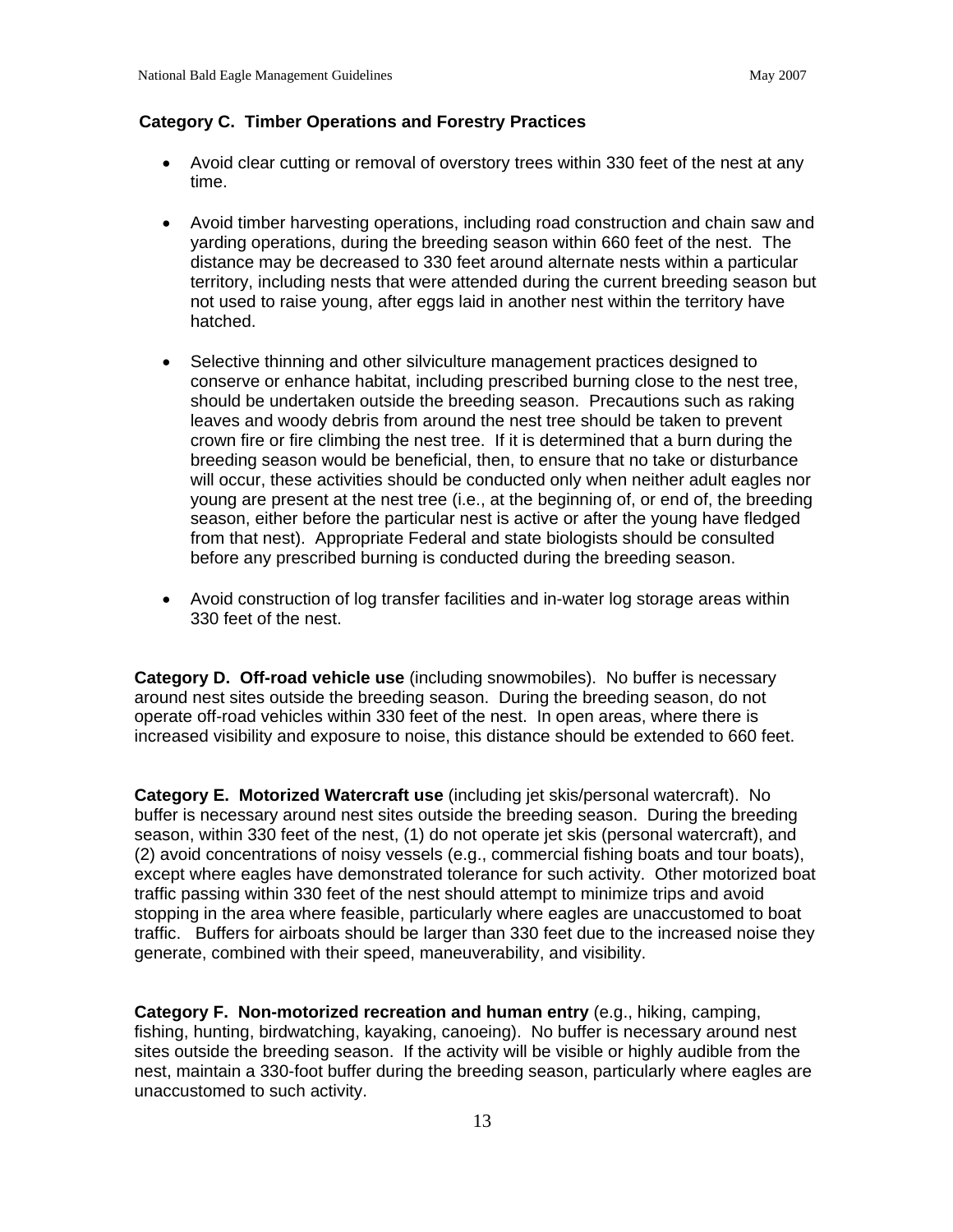### Category C. Timber Operations and Forestry Practices

- Avoid clear cutting or removal of overstory trees within 330 feet of the nest at any time.

- Avoid timber harvesting operations, including road construction and chain saw and yarding operations, during the breeding season within 660 feet of the nest. The distance may be decreased to 330 feet around alternate nests within a particular territory, including nests that were attended during the current breeding season but not used to raise young, after eggs laid in another nest within the territory have hatched.

- Selective thinning and other silviculture management practices designed to conserve or enhance habitat, including prescribed burning close to the nest tree, should be undertaken outside the breeding season. Precautions such as raking leaves and woody debris from around the nest tree should be taken to prevent crown fire or fire climbing the nest tree. If it is determined that a burn during the breeding season would be beneficial, then, to ensure that no take or disturbance will occur, these activities should be conducted only when neither adult eagles nor young are present at the nest tree (i.e., at the beginning of, or end of, the breeding season, either before the particular nest is active or after the young have fledged from that nest). Appropriate Federal and state biologists should be consulted before any prescribed burning is conducted during the breeding season.

- Avoid construction of log transfer facilities and in-water log storage areas within 330 feet of the nest.

**Category D. Off-road vehicle use** (including snowmobiles). No buffer is necessary around nest sites outside the breeding season. During the breeding season, do not operate off-road vehicles within 330 feet of the nest. In open areas, where there is increased visibility and exposure to noise, this distance should be extended to 660 feet.

**Category E. Motorized Watercraft use** (including jet skis/personal watercraft). No buffer is necessary around nest sites outside the breeding season. During the breeding season, within 330 feet of the nest, (1) do not operate jet skis (personal watercraft), and (2) avoid concentrations of noisy vessels (e.g., commercial fishing boats and tour boats), except where eagles have demonstrated tolerance for such activity. Other motorized boat traffic passing within 330 feet of the nest should attempt to minimize trips and avoid stopping in the area where feasible, particularly where eagles are unaccustomed to boat traffic. Buffers for airboats should be larger than 330 feet due to the increased noise they generate, combined with their speed, maneuverability, and visibility.

**Category F. Non-motorized recreation and human entry** (e.g., hiking, camping, fishing, hunting, birdwatching, kayaking, canoeing). No buffer is necessary around nest sites outside the breeding season. If the activity will be visible or highly audible from the nest, maintain a 330-foot buffer during the breeding season, particularly where eagles are unaccustomed to such activity.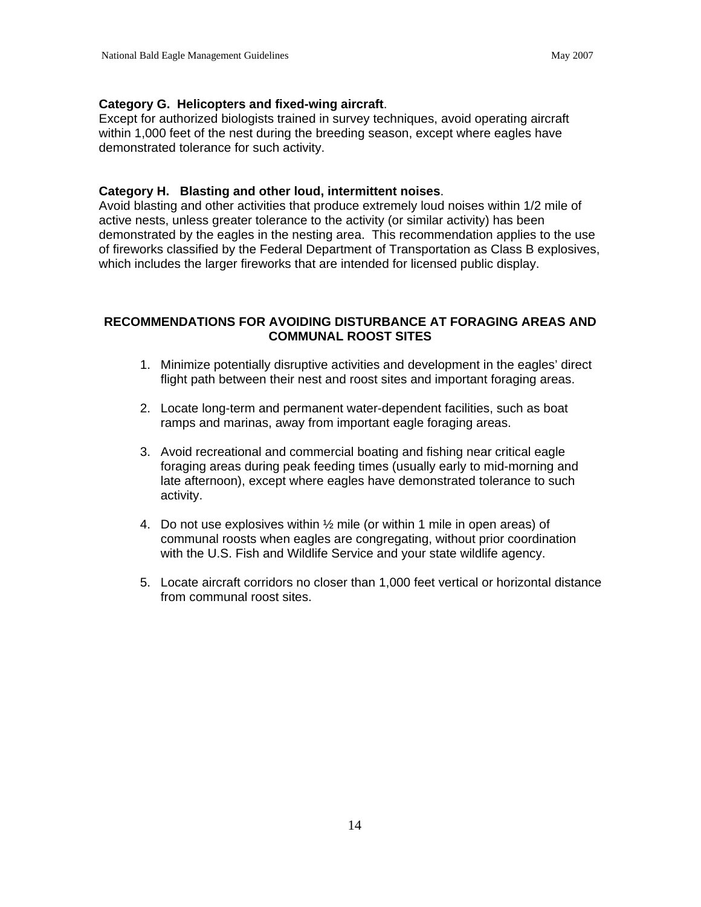**Category G. Helicopters and fixed-wing aircraft**.
Except for authorized biologists trained in survey techniques, avoid operating aircraft within 1,000 feet of the nest during the breeding season, except where eagles have demonstrated tolerance for such activity.

**Category H. Blasting and other loud, intermittent noises**.
Avoid blasting and other activities that produce extremely loud noises within 1/2 mile of active nests, unless greater tolerance to the activity (or similar activity) has been demonstrated by the eagles in the nesting area. This recommendation applies to the use of fireworks classified by the Federal Department of Transportation as Class B explosives, which includes the larger fireworks that are intended for licensed public display.

## RECOMMENDATIONS FOR AVOIDING DISTURBANCE AT FORAGING AREAS AND COMMUNAL ROOST SITES

1. Minimize potentially disruptive activities and development in the eagles' direct flight path between their nest and roost sites and important foraging areas.

2. Locate long-term and permanent water-dependent facilities, such as boat ramps and marinas, away from important eagle foraging areas.

3. Avoid recreational and commercial boating and fishing near critical eagle foraging areas during peak feeding times (usually early to mid-morning and late afternoon), except where eagles have demonstrated tolerance to such activity.

4. Do not use explosives within ½ mile (or within 1 mile in open areas) of communal roosts when eagles are congregating, without prior coordination with the U.S. Fish and Wildlife Service and your state wildlife agency.

5. Locate aircraft corridors no closer than 1,000 feet vertical or horizontal distance from communal roost sites.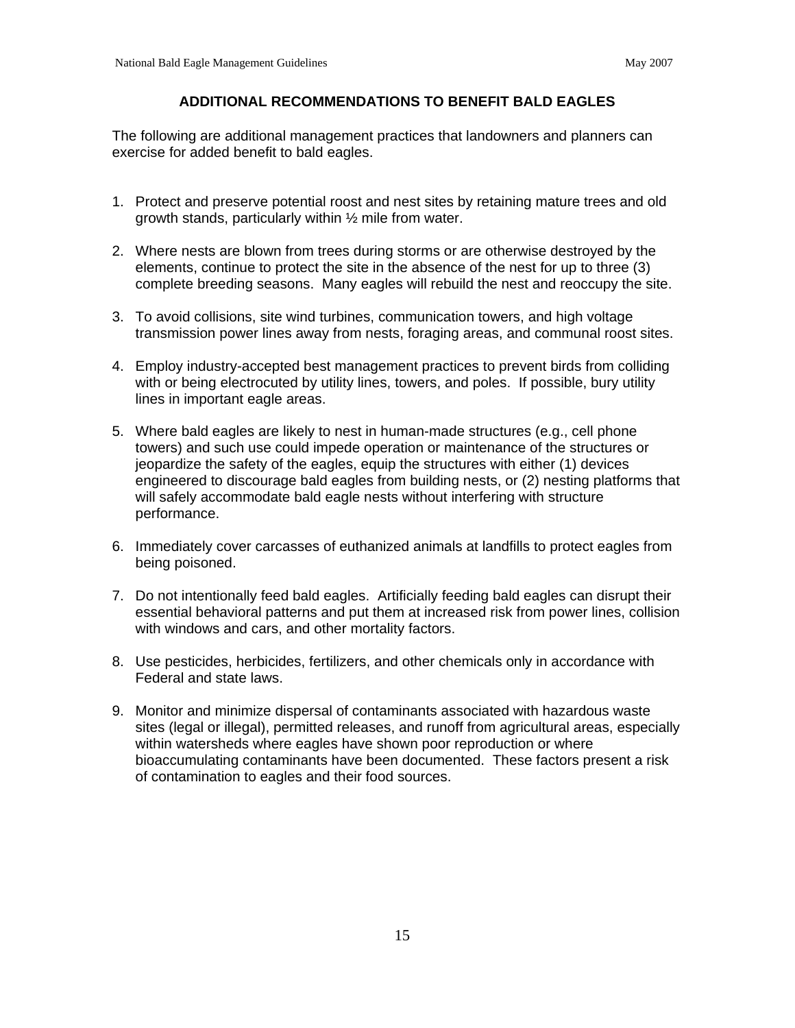## ADDITIONAL RECOMMENDATIONS TO BENEFIT BALD EAGLES

The following are additional management practices that landowners and planners can exercise for added benefit to bald eagles.

1. Protect and preserve potential roost and nest sites by retaining mature trees and old growth stands, particularly within ½ mile from water.

2. Where nests are blown from trees during storms or are otherwise destroyed by the elements, continue to protect the site in the absence of the nest for up to three (3) complete breeding seasons. Many eagles will rebuild the nest and reoccupy the site.

3. To avoid collisions, site wind turbines, communication towers, and high voltage transmission power lines away from nests, foraging areas, and communal roost sites.

4. Employ industry-accepted best management practices to prevent birds from colliding with or being electrocuted by utility lines, towers, and poles. If possible, bury utility lines in important eagle areas.

5. Where bald eagles are likely to nest in human-made structures (e.g., cell phone towers) and such use could impede operation or maintenance of the structures or jeopardize the safety of the eagles, equip the structures with either (1) devices engineered to discourage bald eagles from building nests, or (2) nesting platforms that will safely accommodate bald eagle nests without interfering with structure performance.

6. Immediately cover carcasses of euthanized animals at landfills to protect eagles from being poisoned.

7. Do not intentionally feed bald eagles. Artificially feeding bald eagles can disrupt their essential behavioral patterns and put them at increased risk from power lines, collision with windows and cars, and other mortality factors.

8. Use pesticides, herbicides, fertilizers, and other chemicals only in accordance with Federal and state laws.

9. Monitor and minimize dispersal of contaminants associated with hazardous waste sites (legal or illegal), permitted releases, and runoff from agricultural areas, especially within watersheds where eagles have shown poor reproduction or where bioaccumulating contaminants have been documented. These factors present a risk of contamination to eagles and their food sources.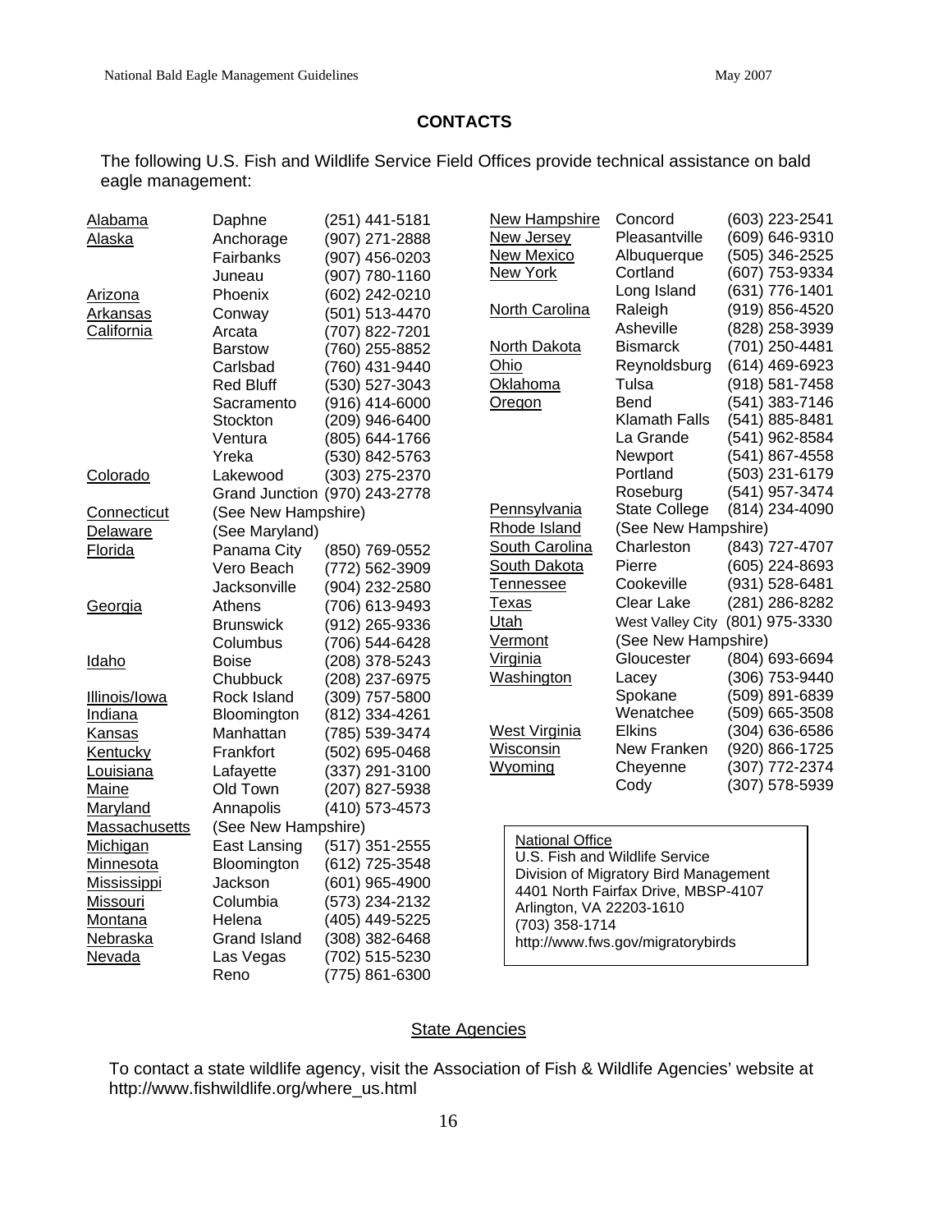## CONTACTS

The following U.S. Fish and Wildlife Service Field Offices provide technical assistance on bald eagle management:

| | | |
|---|---|---|
| Alabama | Daphne | (251) 441-5181 |
| Alaska | Anchorage | (907) 271-2888 |
| | Fairbanks | (907) 456-0203 |
| | Juneau | (907) 780-1160 |
| Arizona | Phoenix | (602) 242-0210 |
| Arkansas | Conway | (501) 513-4470 |
| California | Arcata | (707) 822-7201 |
| | Barstow | (760) 255-8852 |
| | Carlsbad | (760) 431-9440 |
| | Red Bluff | (530) 527-3043 |
| | Sacramento | (916) 414-6000 |
| | Stockton | (209) 946-6400 |
| | Ventura | (805) 644-1766 |
| | Yreka | (530) 842-5763 |
| Colorado | Lakewood | (303) 275-2370 |
| | Grand Junction | (970) 243-2778 |
| Connecticut | (See New Hampshire) | |
| Delaware | (See Maryland) | |
| Florida | Panama City | (850) 769-0552 |
| | Vero Beach | (772) 562-3909 |
| | Jacksonville | (904) 232-2580 |
| Georgia | Athens | (706) 613-9493 |
| | Brunswick | (912) 265-9336 |
| | Columbus | (706) 544-6428 |
| Idaho | Boise | (208) 378-5243 |
| | Chubbuck | (208) 237-6975 |
| Illinois/Iowa | Rock Island | (309) 757-5800 |
| Indiana | Bloomington | (812) 334-4261 |
| Kansas | Manhattan | (785) 539-3474 |
| Kentucky | Frankfort | (502) 695-0468 |
| Louisiana | Lafayette | (337) 291-3100 |
| Maine | Old Town | (207) 827-5938 |
| Maryland | Annapolis | (410) 573-4573 |
| Massachusetts | (See New Hampshire) | |
| Michigan | East Lansing | (517) 351-2555 |
| Minnesota | Bloomington | (612) 725-3548 |
| Mississippi | Jackson | (601) 965-4900 |
| Missouri | Columbia | (573) 234-2132 |
| Montana | Helena | (405) 449-5225 |
| Nebraska | Grand Island | (308) 382-6468 |
| Nevada | Las Vegas | (702) 515-5230 |
| | Reno | (775) 861-6300 |
| New Hampshire | Concord | (603) 223-2541 |
| New Jersey | Pleasantville | (609) 646-9310 |
| New Mexico | Albuquerque | (505) 346-2525 |
| New York | Cortland | (607) 753-9334 |
| | Long Island | (631) 776-1401 |
| North Carolina | Raleigh | (919) 856-4520 |
| | Asheville | (828) 258-3939 |
| North Dakota | Bismarck | (701) 250-4481 |
| Ohio | Reynoldsburg | (614) 469-6923 |
| Oklahoma | Tulsa | (918) 581-7458 |
| Oregon | Bend | (541) 383-7146 |
| | Klamath Falls | (541) 885-8481 |
| | La Grande | (541) 962-8584 |
| | Newport | (541) 867-4558 |
| | Portland | (503) 231-6179 |
| | Roseburg | (541) 957-3474 |
| Pennsylvania | State College | (814) 234-4090 |
| Rhode Island | (See New Hampshire) | |
| South Carolina | Charleston | (843) 727-4707 |
| South Dakota | Pierre | (605) 224-8693 |
| Tennessee | Cookeville | (931) 528-6481 |
| Texas | Clear Lake | (281) 286-8282 |
| Utah | West Valley City | (801) 975-3330 |
| Vermont | (See New Hampshire) | |
| Virginia | Gloucester | (804) 693-6694 |
| Washington | Lacey | (306) 753-9440 |
| | Spokane | (509) 891-6839 |
| | Wenatchee | (509) 665-3508 |
| West Virginia | Elkins | (304) 636-6586 |
| Wisconsin | New Franken | (920) 866-1725 |
| Wyoming | Cheyenne | (307) 772-2374 |
| | Cody | (307) 578-5939 |

National Office
U.S. Fish and Wildlife Service
Division of Migratory Bird Management
4401 North Fairfax Drive, MBSP-4107
Arlington, VA 22203-1610
(703) 358-1714
http://www.fws.gov/migratorybirds

### State Agencies

To contact a state wildlife agency, visit the Association of Fish & Wildlife Agencies' website at http://www.fishwildlife.org/where_us.html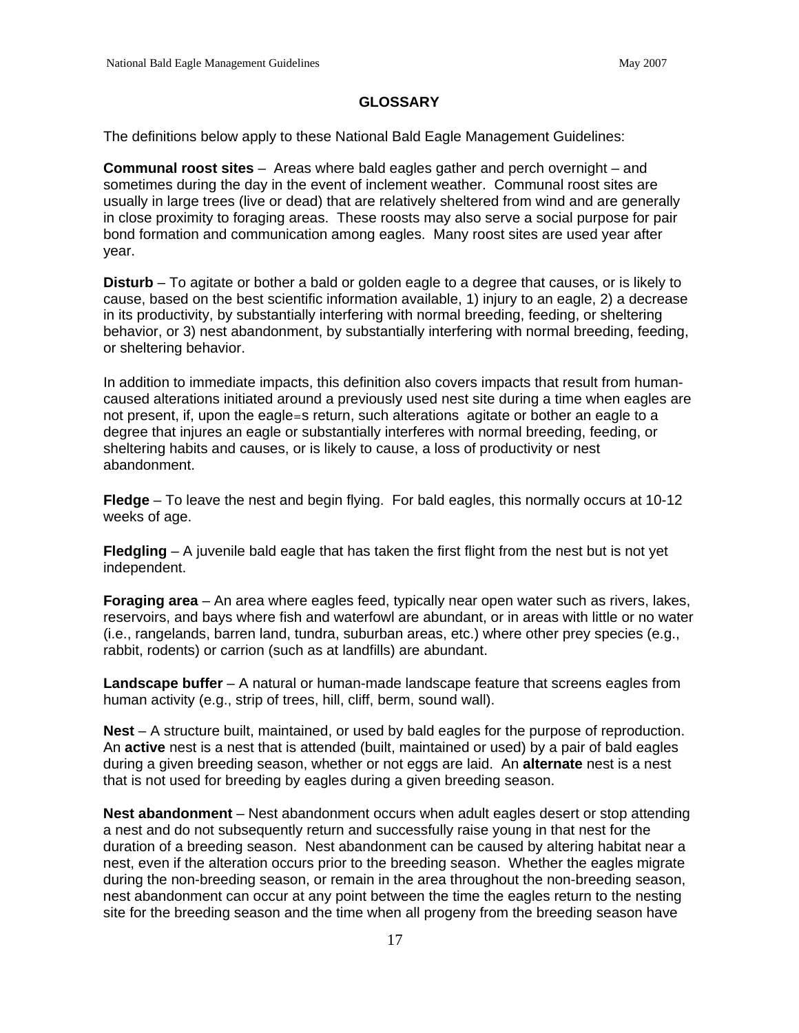## GLOSSARY

The definitions below apply to these National Bald Eagle Management Guidelines:

**Communal roost sites** – Areas where bald eagles gather and perch overnight – and sometimes during the day in the event of inclement weather. Communal roost sites are usually in large trees (live or dead) that are relatively sheltered from wind and are generally in close proximity to foraging areas. These roosts may also serve a social purpose for pair bond formation and communication among eagles. Many roost sites are used year after year.

**Disturb** – To agitate or bother a bald or golden eagle to a degree that causes, or is likely to cause, based on the best scientific information available, 1) injury to an eagle, 2) a decrease in its productivity, by substantially interfering with normal breeding, feeding, or sheltering behavior, or 3) nest abandonment, by substantially interfering with normal breeding, feeding, or sheltering behavior.

In addition to immediate impacts, this definition also covers impacts that result from human-caused alterations initiated around a previously used nest site during a time when eagles are not present, if, upon the eagle=s return, such alterations agitate or bother an eagle to a degree that injures an eagle or substantially interferes with normal breeding, feeding, or sheltering habits and causes, or is likely to cause, a loss of productivity or nest abandonment.

**Fledge** – To leave the nest and begin flying. For bald eagles, this normally occurs at 10-12 weeks of age.

**Fledgling** – A juvenile bald eagle that has taken the first flight from the nest but is not yet independent.

**Foraging area** – An area where eagles feed, typically near open water such as rivers, lakes, reservoirs, and bays where fish and waterfowl are abundant, or in areas with little or no water (i.e., rangelands, barren land, tundra, suburban areas, etc.) where other prey species (e.g., rabbit, rodents) or carrion (such as at landfills) are abundant.

**Landscape buffer** – A natural or human-made landscape feature that screens eagles from human activity (e.g., strip of trees, hill, cliff, berm, sound wall).

**Nest** – A structure built, maintained, or used by bald eagles for the purpose of reproduction. An **active** nest is a nest that is attended (built, maintained or used) by a pair of bald eagles during a given breeding season, whether or not eggs are laid. An **alternate** nest is a nest that is not used for breeding by eagles during a given breeding season.

**Nest abandonment** – Nest abandonment occurs when adult eagles desert or stop attending a nest and do not subsequently return and successfully raise young in that nest for the duration of a breeding season. Nest abandonment can be caused by altering habitat near a nest, even if the alteration occurs prior to the breeding season. Whether the eagles migrate during the non-breeding season, or remain in the area throughout the non-breeding season, nest abandonment can occur at any point between the time the eagles return to the nesting site for the breeding season and the time when all progeny from the breeding season have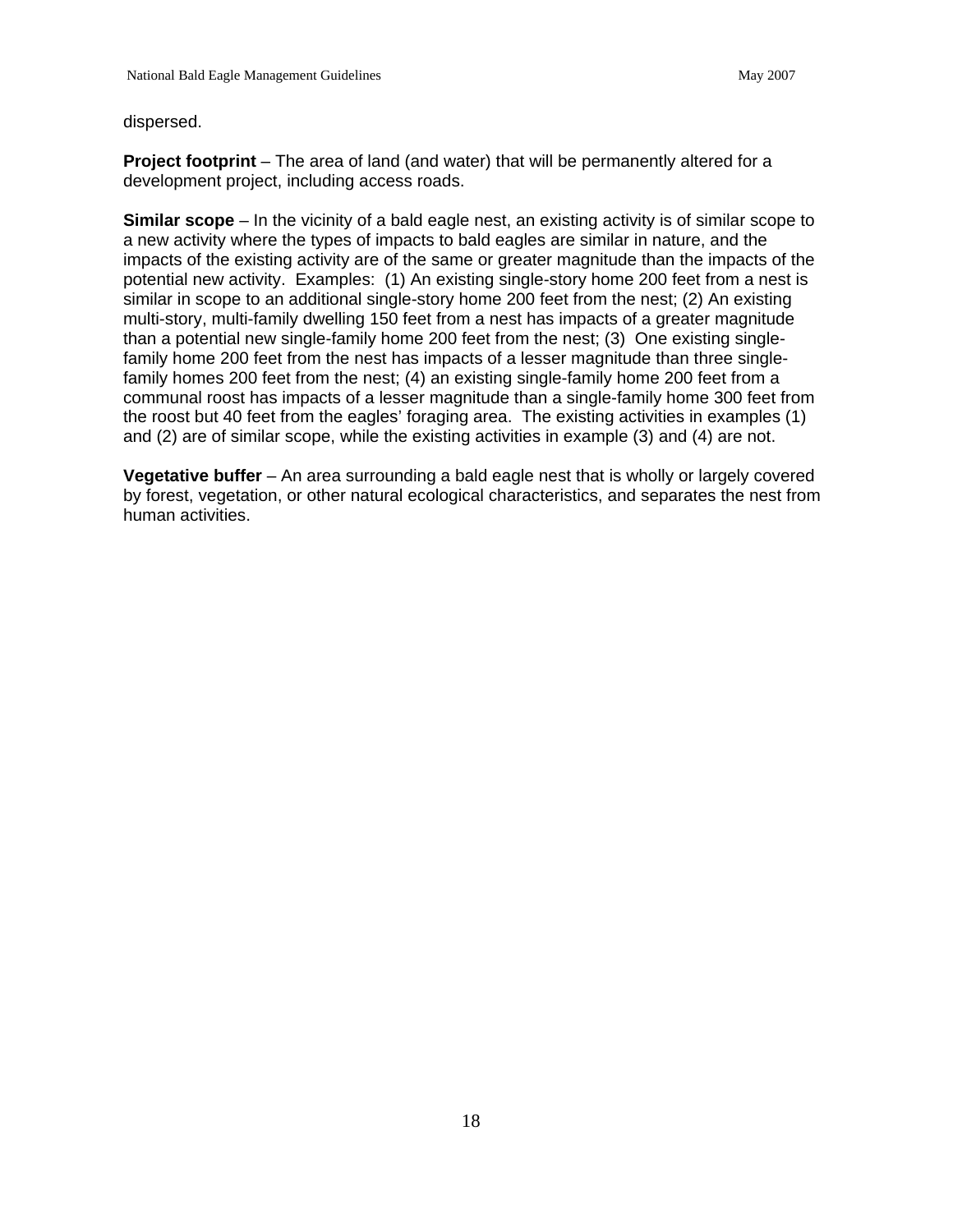dispersed.

**Project footprint** – The area of land (and water) that will be permanently altered for a development project, including access roads.

**Similar scope** – In the vicinity of a bald eagle nest, an existing activity is of similar scope to a new activity where the types of impacts to bald eagles are similar in nature, and the impacts of the existing activity are of the same or greater magnitude than the impacts of the potential new activity. Examples: (1) An existing single-story home 200 feet from a nest is similar in scope to an additional single-story home 200 feet from the nest; (2) An existing multi-story, multi-family dwelling 150 feet from a nest has impacts of a greater magnitude than a potential new single-family home 200 feet from the nest; (3) One existing single-family home 200 feet from the nest has impacts of a lesser magnitude than three single-family homes 200 feet from the nest; (4) an existing single-family home 200 feet from a communal roost has impacts of a lesser magnitude than a single-family home 300 feet from the roost but 40 feet from the eagles' foraging area. The existing activities in examples (1) and (2) are of similar scope, while the existing activities in example (3) and (4) are not.

**Vegetative buffer** – An area surrounding a bald eagle nest that is wholly or largely covered by forest, vegetation, or other natural ecological characteristics, and separates the nest from human activities.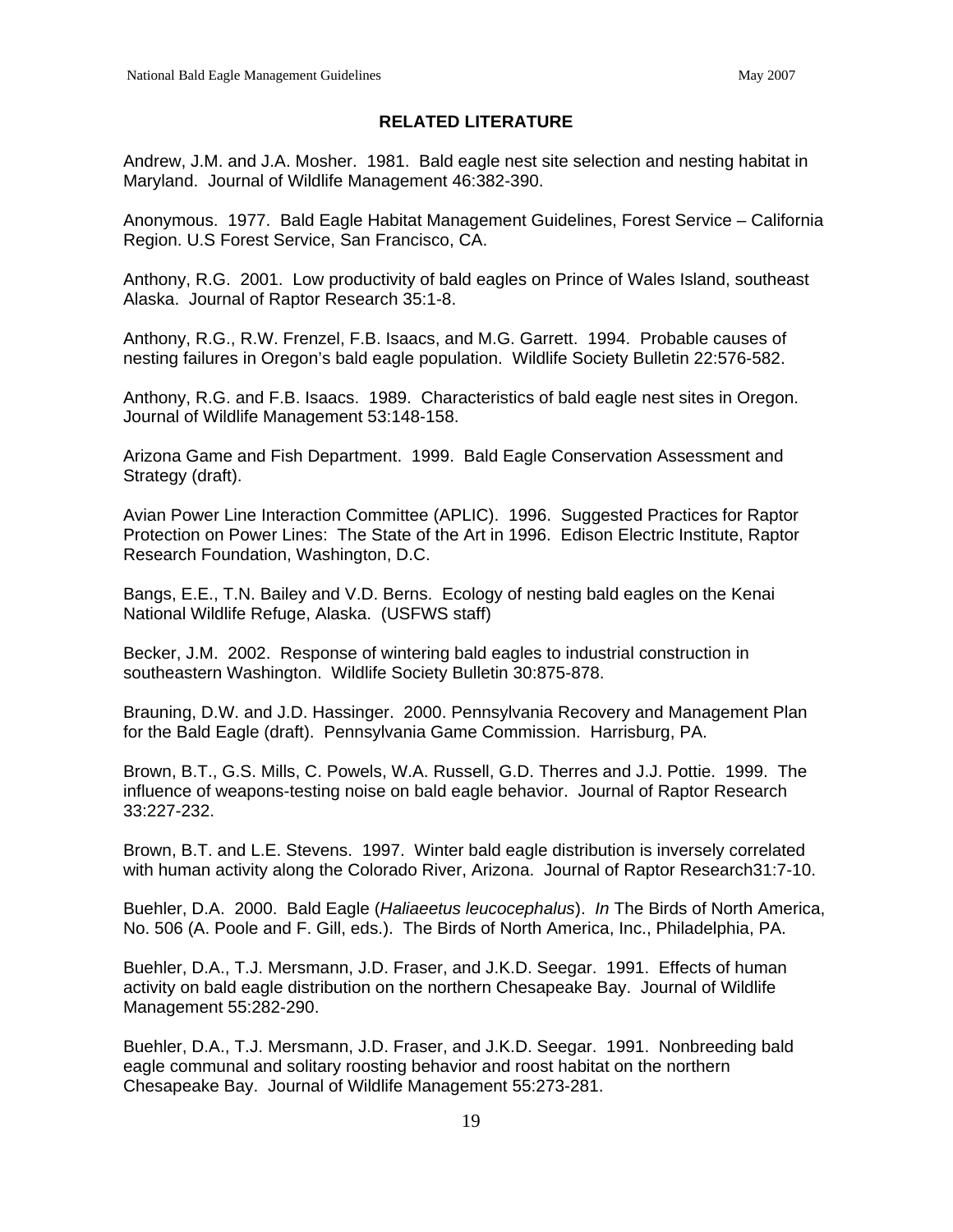## RELATED LITERATURE

Andrew, J.M. and J.A. Mosher. 1981. Bald eagle nest site selection and nesting habitat in Maryland. Journal of Wildlife Management 46:382-390.

Anonymous. 1977. Bald Eagle Habitat Management Guidelines, Forest Service – California Region. U.S Forest Service, San Francisco, CA.

Anthony, R.G. 2001. Low productivity of bald eagles on Prince of Wales Island, southeast Alaska. Journal of Raptor Research 35:1-8.

Anthony, R.G., R.W. Frenzel, F.B. Isaacs, and M.G. Garrett. 1994. Probable causes of nesting failures in Oregon's bald eagle population. Wildlife Society Bulletin 22:576-582.

Anthony, R.G. and F.B. Isaacs. 1989. Characteristics of bald eagle nest sites in Oregon. Journal of Wildlife Management 53:148-158.

Arizona Game and Fish Department. 1999. Bald Eagle Conservation Assessment and Strategy (draft).

Avian Power Line Interaction Committee (APLIC). 1996. Suggested Practices for Raptor Protection on Power Lines: The State of the Art in 1996. Edison Electric Institute, Raptor Research Foundation, Washington, D.C.

Bangs, E.E., T.N. Bailey and V.D. Berns. Ecology of nesting bald eagles on the Kenai National Wildlife Refuge, Alaska. (USFWS staff)

Becker, J.M. 2002. Response of wintering bald eagles to industrial construction in southeastern Washington. Wildlife Society Bulletin 30:875-878.

Brauning, D.W. and J.D. Hassinger. 2000. Pennsylvania Recovery and Management Plan for the Bald Eagle (draft). Pennsylvania Game Commission. Harrisburg, PA.

Brown, B.T., G.S. Mills, C. Powels, W.A. Russell, G.D. Therres and J.J. Pottie. 1999. The influence of weapons-testing noise on bald eagle behavior. Journal of Raptor Research 33:227-232.

Brown, B.T. and L.E. Stevens. 1997. Winter bald eagle distribution is inversely correlated with human activity along the Colorado River, Arizona. Journal of Raptor Research31:7-10.

Buehler, D.A. 2000. Bald Eagle (*Haliaeetus leucocephalus*). *In* The Birds of North America, No. 506 (A. Poole and F. Gill, eds.). The Birds of North America, Inc., Philadelphia, PA.

Buehler, D.A., T.J. Mersmann, J.D. Fraser, and J.K.D. Seegar. 1991. Effects of human activity on bald eagle distribution on the northern Chesapeake Bay. Journal of Wildlife Management 55:282-290.

Buehler, D.A., T.J. Mersmann, J.D. Fraser, and J.K.D. Seegar. 1991. Nonbreeding bald eagle communal and solitary roosting behavior and roost habitat on the northern Chesapeake Bay. Journal of Wildlife Management 55:273-281.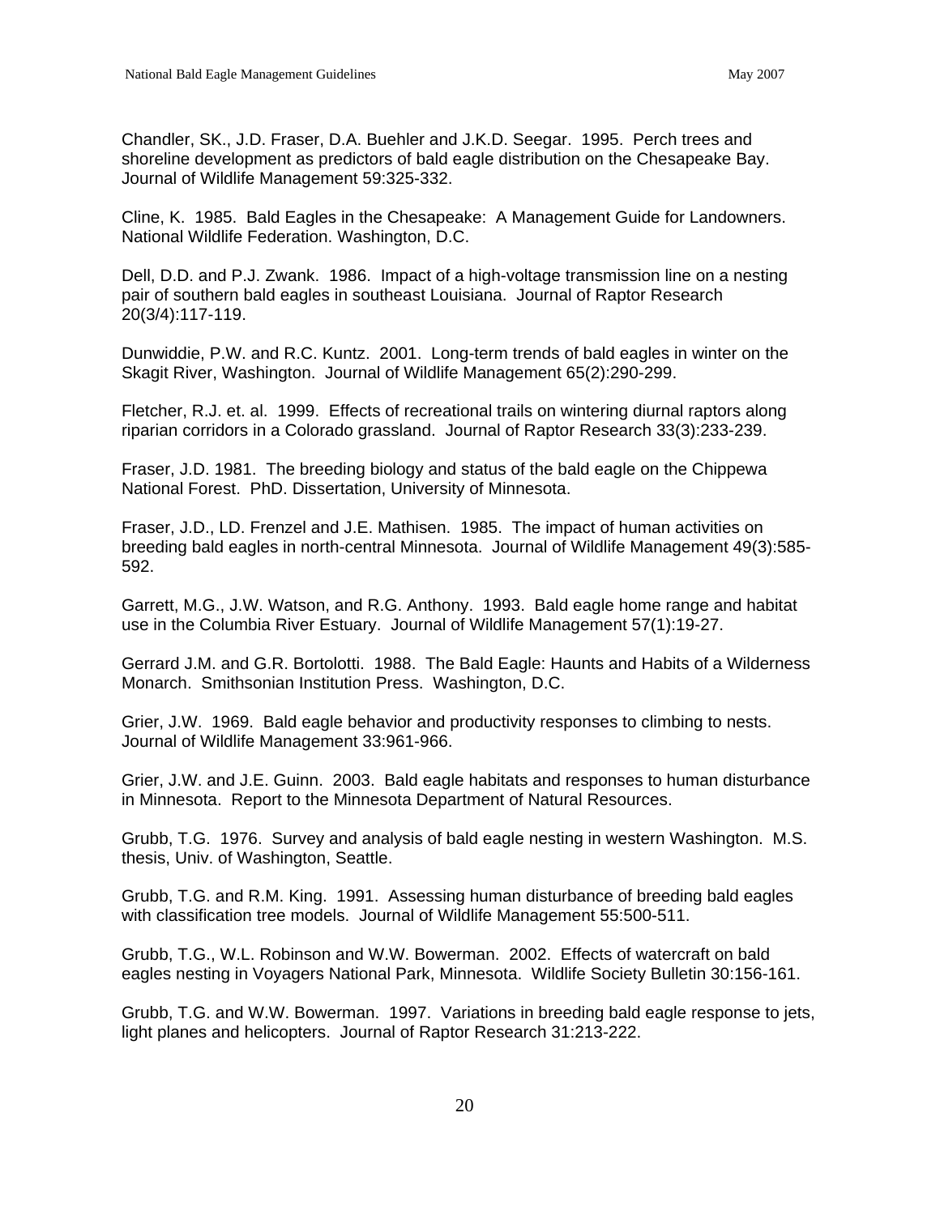Chandler, SK., J.D. Fraser, D.A. Buehler and J.K.D. Seegar. 1995. Perch trees and shoreline development as predictors of bald eagle distribution on the Chesapeake Bay. Journal of Wildlife Management 59:325-332.

Cline, K. 1985. Bald Eagles in the Chesapeake: A Management Guide for Landowners. National Wildlife Federation. Washington, D.C.

Dell, D.D. and P.J. Zwank. 1986. Impact of a high-voltage transmission line on a nesting pair of southern bald eagles in southeast Louisiana. Journal of Raptor Research 20(3/4):117-119.

Dunwiddie, P.W. and R.C. Kuntz. 2001. Long-term trends of bald eagles in winter on the Skagit River, Washington. Journal of Wildlife Management 65(2):290-299.

Fletcher, R.J. et. al. 1999. Effects of recreational trails on wintering diurnal raptors along riparian corridors in a Colorado grassland. Journal of Raptor Research 33(3):233-239.

Fraser, J.D. 1981. The breeding biology and status of the bald eagle on the Chippewa National Forest. PhD. Dissertation, University of Minnesota.

Fraser, J.D., LD. Frenzel and J.E. Mathisen. 1985. The impact of human activities on breeding bald eagles in north-central Minnesota. Journal of Wildlife Management 49(3):585-592.

Garrett, M.G., J.W. Watson, and R.G. Anthony. 1993. Bald eagle home range and habitat use in the Columbia River Estuary. Journal of Wildlife Management 57(1):19-27.

Gerrard J.M. and G.R. Bortolotti. 1988. The Bald Eagle: Haunts and Habits of a Wilderness Monarch. Smithsonian Institution Press. Washington, D.C.

Grier, J.W. 1969. Bald eagle behavior and productivity responses to climbing to nests. Journal of Wildlife Management 33:961-966.

Grier, J.W. and J.E. Guinn. 2003. Bald eagle habitats and responses to human disturbance in Minnesota. Report to the Minnesota Department of Natural Resources.

Grubb, T.G. 1976. Survey and analysis of bald eagle nesting in western Washington. M.S. thesis, Univ. of Washington, Seattle.

Grubb, T.G. and R.M. King. 1991. Assessing human disturbance of breeding bald eagles with classification tree models. Journal of Wildlife Management 55:500-511.

Grubb, T.G., W.L. Robinson and W.W. Bowerman. 2002. Effects of watercraft on bald eagles nesting in Voyagers National Park, Minnesota. Wildlife Society Bulletin 30:156-161.

Grubb, T.G. and W.W. Bowerman. 1997. Variations in breeding bald eagle response to jets, light planes and helicopters. Journal of Raptor Research 31:213-222.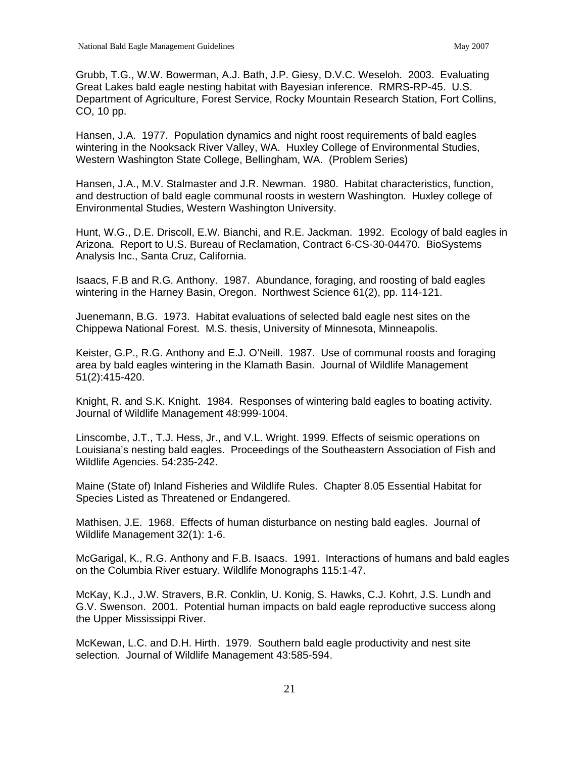Grubb, T.G., W.W. Bowerman, A.J. Bath, J.P. Giesy, D.V.C. Weseloh. 2003. Evaluating Great Lakes bald eagle nesting habitat with Bayesian inference. RMRS-RP-45. U.S. Department of Agriculture, Forest Service, Rocky Mountain Research Station, Fort Collins, CO, 10 pp.

Hansen, J.A. 1977. Population dynamics and night roost requirements of bald eagles wintering in the Nooksack River Valley, WA. Huxley College of Environmental Studies, Western Washington State College, Bellingham, WA. (Problem Series)

Hansen, J.A., M.V. Stalmaster and J.R. Newman. 1980. Habitat characteristics, function, and destruction of bald eagle communal roosts in western Washington. Huxley college of Environmental Studies, Western Washington University.

Hunt, W.G., D.E. Driscoll, E.W. Bianchi, and R.E. Jackman. 1992. Ecology of bald eagles in Arizona. Report to U.S. Bureau of Reclamation, Contract 6-CS-30-04470. BioSystems Analysis Inc., Santa Cruz, California.

Isaacs, F.B and R.G. Anthony. 1987. Abundance, foraging, and roosting of bald eagles wintering in the Harney Basin, Oregon. Northwest Science 61(2), pp. 114-121.

Juenemann, B.G. 1973. Habitat evaluations of selected bald eagle nest sites on the Chippewa National Forest. M.S. thesis, University of Minnesota, Minneapolis.

Keister, G.P., R.G. Anthony and E.J. O'Neill. 1987. Use of communal roosts and foraging area by bald eagles wintering in the Klamath Basin. Journal of Wildlife Management 51(2):415-420.

Knight, R. and S.K. Knight. 1984. Responses of wintering bald eagles to boating activity. Journal of Wildlife Management 48:999-1004.

Linscombe, J.T., T.J. Hess, Jr., and V.L. Wright. 1999. Effects of seismic operations on Louisiana's nesting bald eagles. Proceedings of the Southeastern Association of Fish and Wildlife Agencies. 54:235-242.

Maine (State of) Inland Fisheries and Wildlife Rules. Chapter 8.05 Essential Habitat for Species Listed as Threatened or Endangered.

Mathisen, J.E. 1968. Effects of human disturbance on nesting bald eagles. Journal of Wildlife Management 32(1): 1-6.

McGarigal, K., R.G. Anthony and F.B. Isaacs. 1991. Interactions of humans and bald eagles on the Columbia River estuary. Wildlife Monographs 115:1-47.

McKay, K.J., J.W. Stravers, B.R. Conklin, U. Konig, S. Hawks, C.J. Kohrt, J.S. Lundh and G.V. Swenson. 2001. Potential human impacts on bald eagle reproductive success along the Upper Mississippi River.

McKewan, L.C. and D.H. Hirth. 1979. Southern bald eagle productivity and nest site selection. Journal of Wildlife Management 43:585-594.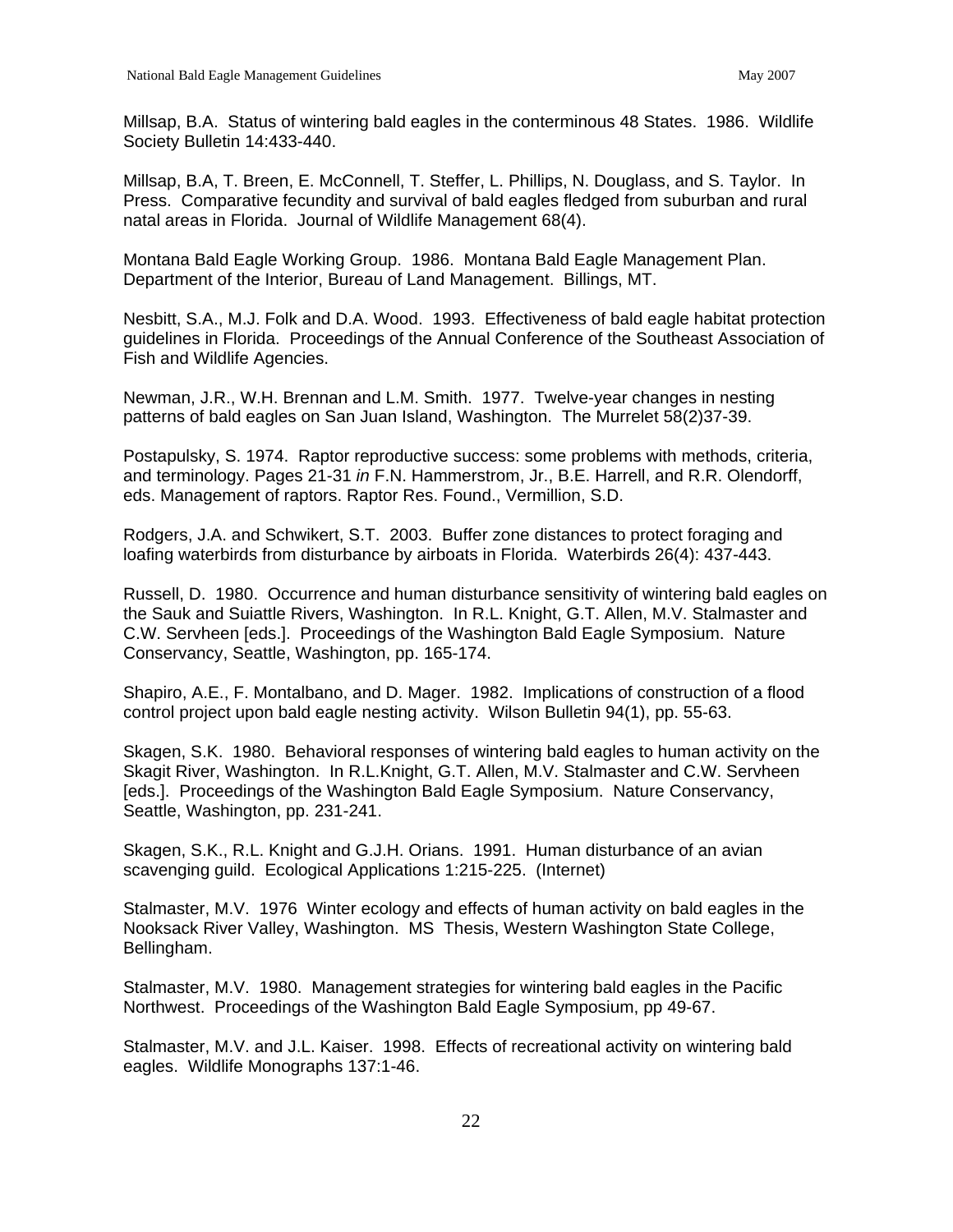Millsap, B.A. Status of wintering bald eagles in the conterminous 48 States. 1986. Wildlife Society Bulletin 14:433-440.

Millsap, B.A, T. Breen, E. McConnell, T. Steffer, L. Phillips, N. Douglass, and S. Taylor. In Press. Comparative fecundity and survival of bald eagles fledged from suburban and rural natal areas in Florida. Journal of Wildlife Management 68(4).

Montana Bald Eagle Working Group. 1986. Montana Bald Eagle Management Plan. Department of the Interior, Bureau of Land Management. Billings, MT.

Nesbitt, S.A., M.J. Folk and D.A. Wood. 1993. Effectiveness of bald eagle habitat protection guidelines in Florida. Proceedings of the Annual Conference of the Southeast Association of Fish and Wildlife Agencies.

Newman, J.R., W.H. Brennan and L.M. Smith. 1977. Twelve-year changes in nesting patterns of bald eagles on San Juan Island, Washington. The Murrelet 58(2)37-39.

Postapulsky, S. 1974. Raptor reproductive success: some problems with methods, criteria, and terminology. Pages 21-31 *in* F.N. Hammerstrom, Jr., B.E. Harrell, and R.R. Olendorff, eds. Management of raptors. Raptor Res. Found., Vermillion, S.D.

Rodgers, J.A. and Schwikert, S.T. 2003. Buffer zone distances to protect foraging and loafing waterbirds from disturbance by airboats in Florida. Waterbirds 26(4): 437-443.

Russell, D. 1980. Occurrence and human disturbance sensitivity of wintering bald eagles on the Sauk and Suiattle Rivers, Washington. In R.L. Knight, G.T. Allen, M.V. Stalmaster and C.W. Servheen [eds.]. Proceedings of the Washington Bald Eagle Symposium. Nature Conservancy, Seattle, Washington, pp. 165-174.

Shapiro, A.E., F. Montalbano, and D. Mager. 1982. Implications of construction of a flood control project upon bald eagle nesting activity. Wilson Bulletin 94(1), pp. 55-63.

Skagen, S.K. 1980. Behavioral responses of wintering bald eagles to human activity on the Skagit River, Washington. In R.L.Knight, G.T. Allen, M.V. Stalmaster and C.W. Servheen [eds.]. Proceedings of the Washington Bald Eagle Symposium. Nature Conservancy, Seattle, Washington, pp. 231-241.

Skagen, S.K., R.L. Knight and G.J.H. Orians. 1991. Human disturbance of an avian scavenging guild. Ecological Applications 1:215-225. (Internet)

Stalmaster, M.V. 1976 Winter ecology and effects of human activity on bald eagles in the Nooksack River Valley, Washington. MS Thesis, Western Washington State College, Bellingham.

Stalmaster, M.V. 1980. Management strategies for wintering bald eagles in the Pacific Northwest. Proceedings of the Washington Bald Eagle Symposium, pp 49-67.

Stalmaster, M.V. and J.L. Kaiser. 1998. Effects of recreational activity on wintering bald eagles. Wildlife Monographs 137:1-46.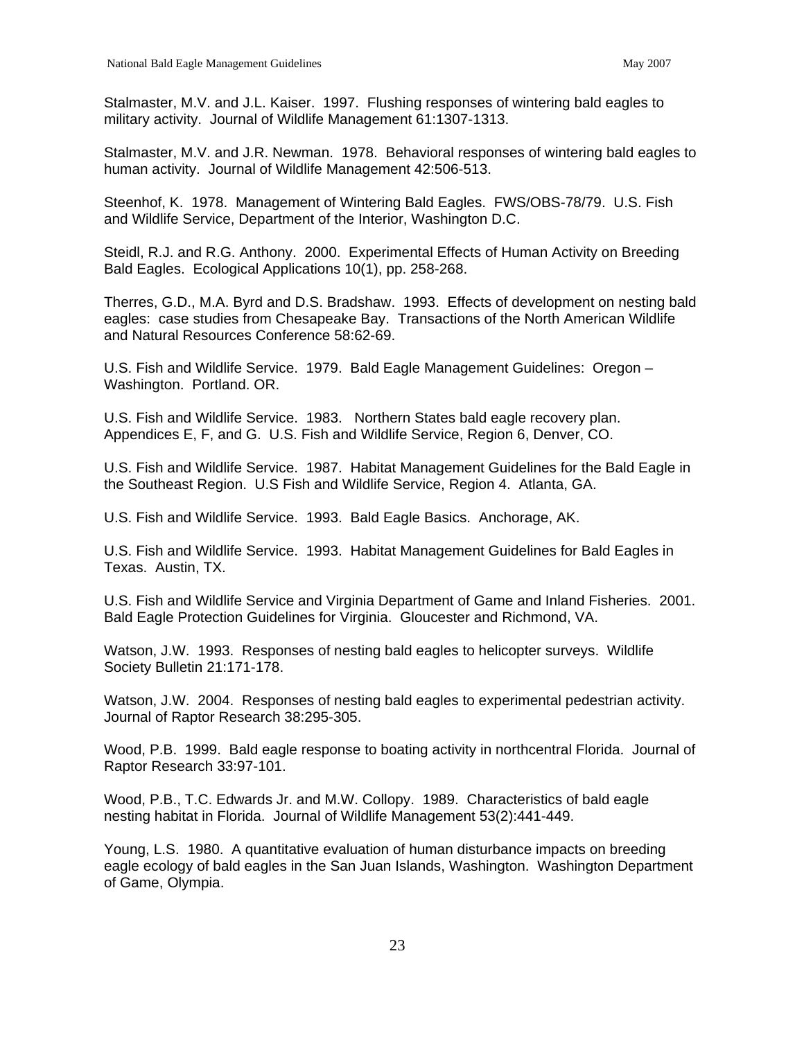Stalmaster, M.V. and J.L. Kaiser. 1997. Flushing responses of wintering bald eagles to military activity. Journal of Wildlife Management 61:1307-1313.

Stalmaster, M.V. and J.R. Newman. 1978. Behavioral responses of wintering bald eagles to human activity. Journal of Wildlife Management 42:506-513.

Steenhof, K. 1978. Management of Wintering Bald Eagles. FWS/OBS-78/79. U.S. Fish and Wildlife Service, Department of the Interior, Washington D.C.

Steidl, R.J. and R.G. Anthony. 2000. Experimental Effects of Human Activity on Breeding Bald Eagles. Ecological Applications 10(1), pp. 258-268.

Therres, G.D., M.A. Byrd and D.S. Bradshaw. 1993. Effects of development on nesting bald eagles: case studies from Chesapeake Bay. Transactions of the North American Wildlife and Natural Resources Conference 58:62-69.

U.S. Fish and Wildlife Service. 1979. Bald Eagle Management Guidelines: Oregon – Washington. Portland. OR.

U.S. Fish and Wildlife Service. 1983. Northern States bald eagle recovery plan. Appendices E, F, and G. U.S. Fish and Wildlife Service, Region 6, Denver, CO.

U.S. Fish and Wildlife Service. 1987. Habitat Management Guidelines for the Bald Eagle in the Southeast Region. U.S Fish and Wildlife Service, Region 4. Atlanta, GA.

U.S. Fish and Wildlife Service. 1993. Bald Eagle Basics. Anchorage, AK.

U.S. Fish and Wildlife Service. 1993. Habitat Management Guidelines for Bald Eagles in Texas. Austin, TX.

U.S. Fish and Wildlife Service and Virginia Department of Game and Inland Fisheries. 2001. Bald Eagle Protection Guidelines for Virginia. Gloucester and Richmond, VA.

Watson, J.W. 1993. Responses of nesting bald eagles to helicopter surveys. Wildlife Society Bulletin 21:171-178.

Watson, J.W. 2004. Responses of nesting bald eagles to experimental pedestrian activity. Journal of Raptor Research 38:295-305.

Wood, P.B. 1999. Bald eagle response to boating activity in northcentral Florida. Journal of Raptor Research 33:97-101.

Wood, P.B., T.C. Edwards Jr. and M.W. Collopy. 1989. Characteristics of bald eagle nesting habitat in Florida. Journal of Wildlife Management 53(2):441-449.

Young, L.S. 1980. A quantitative evaluation of human disturbance impacts on breeding eagle ecology of bald eagles in the San Juan Islands, Washington. Washington Department of Game, Olympia.